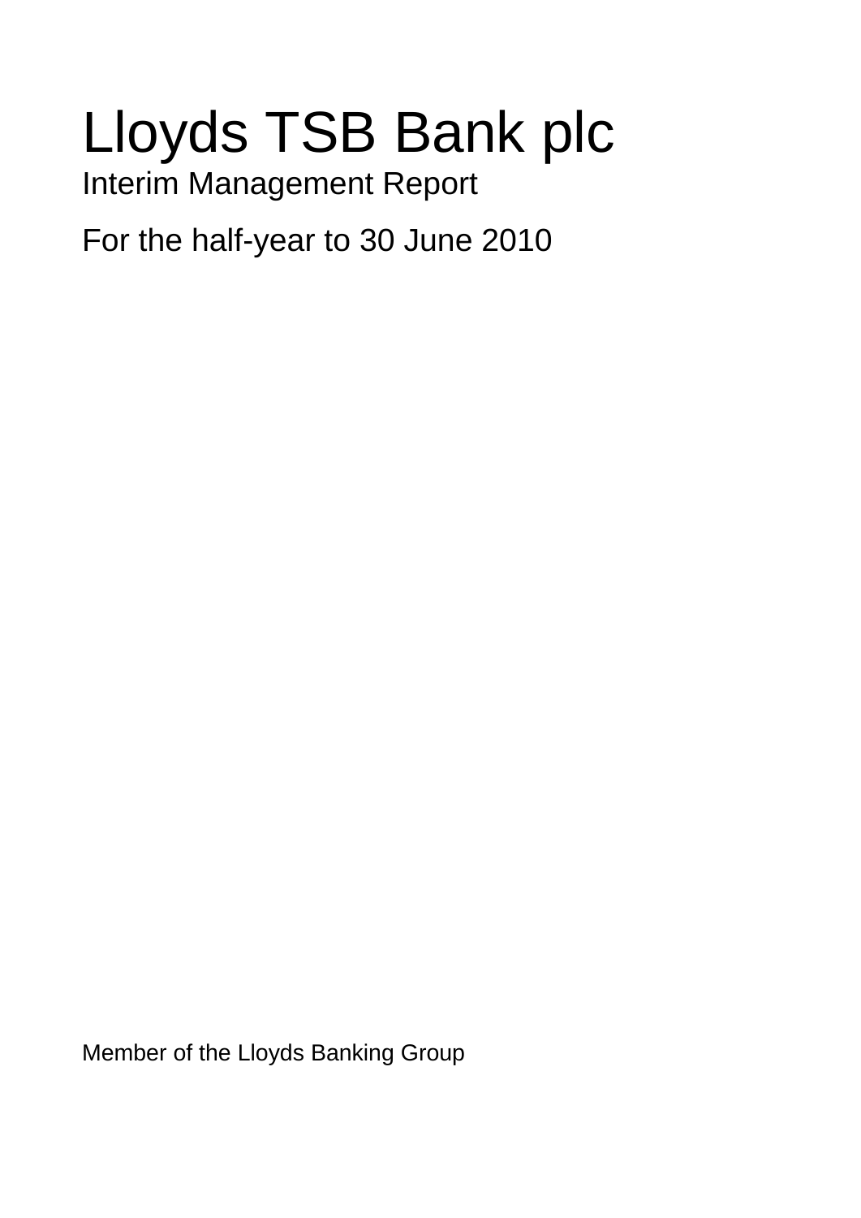# Lloyds TSB Bank plc

## Interim Management Report

## For the half-year to 30 June 2010

Member of the Lloyds Banking Group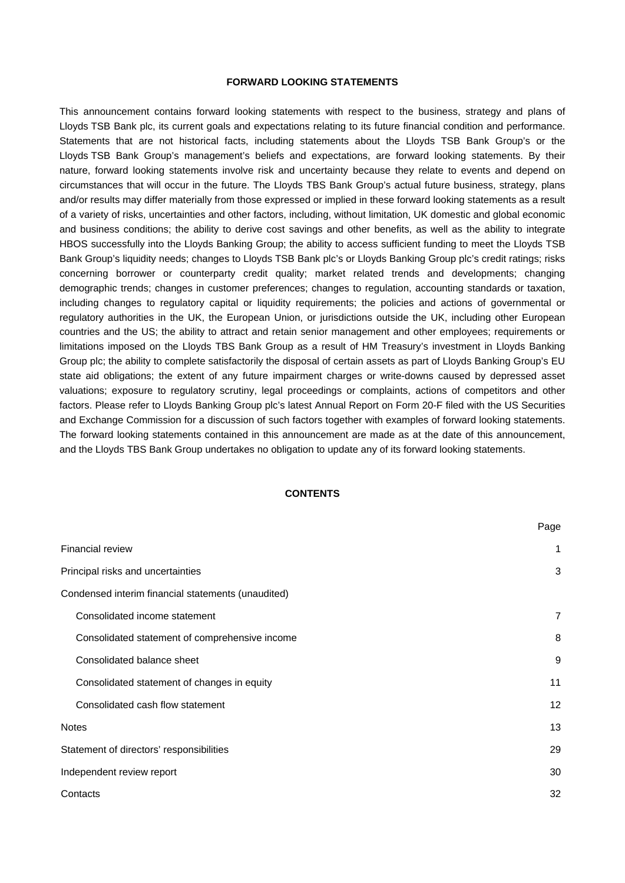## FORWARD LOOKING STATEMENTS

This announcement contains forward looking statements with respect to the business, strategy and plans of Lloyds TSB Bank plc, its current goals and expectations relating to its future financial condition and performance. Statements that are not historical facts, including statements about the Lloyds TSB Bank Group's or the Lloyds TSB Bank Group's management's beliefs and expectations, are forward looking statements. By their nature, forward looking statements involve risk and uncertainty because they relate to events and depend on circumstances that will occur in the future. The Lloyds TBS Bank Group's actual future business, strategy, plans and/or results may differ materially from those expressed or implied in these forward looking statements as a result of a variety of risks, uncertainties and other factors, including, without limitation, UK domestic and global economic and business conditions; the ability to derive cost savings and other benefits, as well as the ability to integrate HBOS successfully into the Lloyds Banking Group; the ability to access sufficient funding to meet the Lloyds TSB Bank Group's liquidity needs; changes to Lloyds TSB Bank plc's or Lloyds Banking Group plc's credit ratings; risks concerning borrower or counterparty credit quality; market related trends and developments; changing demographic trends; changes in customer preferences; changes to regulation, accounting standards or taxation, including changes to regulatory capital or liquidity requirements; the policies and actions of governmental or regulatory authorities in the UK, the European Union, or jurisdictions outside the UK, including other European countries and the US; the ability to attract and retain senior management and other employees; requirements or limitations imposed on the Lloyds TBS Bank Group as a result of HM Treasury's investment in Lloyds Banking Group plc; the ability to complete satisfactorily the disposal of certain assets as part of Lloyds Banking Group's EU state aid obligations; the extent of any future impairment charges or write-downs caused by depressed asset valuations; exposure to regulatory scrutiny, legal proceedings or complaints, actions of competitors and other factors. Please refer to Lloyds Banking Group plc's latest Annual Report on Form 20-F filed with the US Securities and Exchange Commission for a discussion of such factors together with examples of forward looking statements. The forward looking statements contained in this announcement are made as at the date of this announcement, and the Lloyds TBS Bank Group undertakes no obligation to update any of its forward looking statements.

## CONTENTS

| | Page |
|---|---|
| Financial review | 1 |
| Principal risks and uncertainties | 3 |
| Condensed interim financial statements (unaudited) | |
| Consolidated income statement | 7 |
| Consolidated statement of comprehensive income | 8 |
| Consolidated balance sheet | 9 |
| Consolidated statement of changes in equity | 11 |
| Consolidated cash flow statement | 12 |
| Notes | 13 |
| Statement of directors' responsibilities | 29 |
| Independent review report | 30 |
| Contacts | 32 |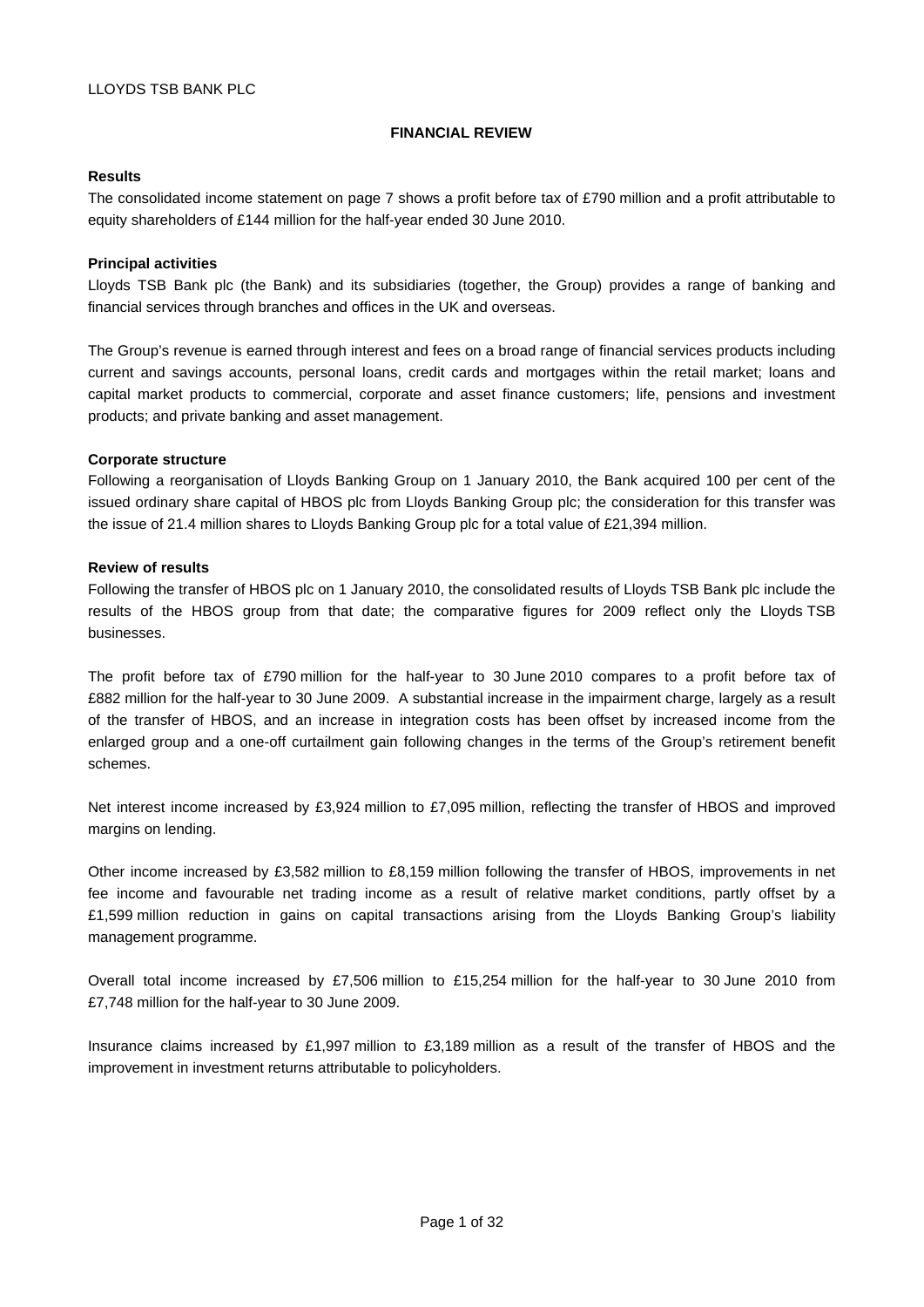LLOYDS TSB BANK PLC

## FINANCIAL REVIEW

### Results

The consolidated income statement on page 7 shows a profit before tax of £790 million and a profit attributable to equity shareholders of £144 million for the half-year ended 30 June 2010.

### Principal activities

Lloyds TSB Bank plc (the Bank) and its subsidiaries (together, the Group) provides a range of banking and financial services through branches and offices in the UK and overseas.

The Group's revenue is earned through interest and fees on a broad range of financial services products including current and savings accounts, personal loans, credit cards and mortgages within the retail market; loans and capital market products to commercial, corporate and asset finance customers; life, pensions and investment products; and private banking and asset management.

### Corporate structure

Following a reorganisation of Lloyds Banking Group on 1 January 2010, the Bank acquired 100 per cent of the issued ordinary share capital of HBOS plc from Lloyds Banking Group plc; the consideration for this transfer was the issue of 21.4 million shares to Lloyds Banking Group plc for a total value of £21,394 million.

### Review of results

Following the transfer of HBOS plc on 1 January 2010, the consolidated results of Lloyds TSB Bank plc include the results of the HBOS group from that date; the comparative figures for 2009 reflect only the Lloyds TSB businesses.

The profit before tax of £790 million for the half-year to 30 June 2010 compares to a profit before tax of £882 million for the half-year to 30 June 2009. A substantial increase in the impairment charge, largely as a result of the transfer of HBOS, and an increase in integration costs has been offset by increased income from the enlarged group and a one-off curtailment gain following changes in the terms of the Group's retirement benefit schemes.

Net interest income increased by £3,924 million to £7,095 million, reflecting the transfer of HBOS and improved margins on lending.

Other income increased by £3,582 million to £8,159 million following the transfer of HBOS, improvements in net fee income and favourable net trading income as a result of relative market conditions, partly offset by a £1,599 million reduction in gains on capital transactions arising from the Lloyds Banking Group's liability management programme.

Overall total income increased by £7,506 million to £15,254 million for the half-year to 30 June 2010 from £7,748 million for the half-year to 30 June 2009.

Insurance claims increased by £1,997 million to £3,189 million as a result of the transfer of HBOS and the improvement in investment returns attributable to policyholders.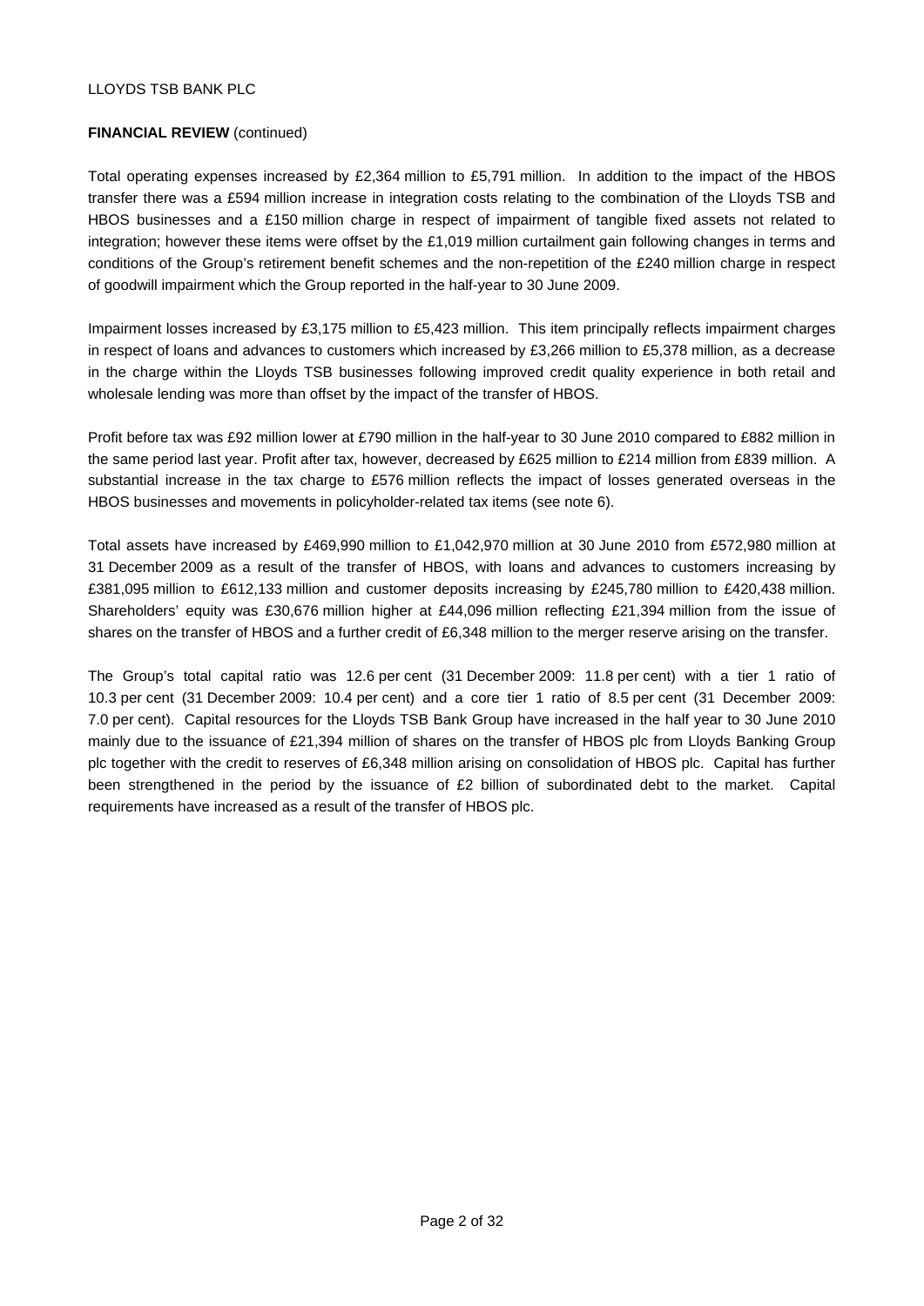LLOYDS TSB BANK PLC

**FINANCIAL REVIEW** (continued)

Total operating expenses increased by £2,364 million to £5,791 million. In addition to the impact of the HBOS transfer there was a £594 million increase in integration costs relating to the combination of the Lloyds TSB and HBOS businesses and a £150 million charge in respect of impairment of tangible fixed assets not related to integration; however these items were offset by the £1,019 million curtailment gain following changes in terms and conditions of the Group's retirement benefit schemes and the non-repetition of the £240 million charge in respect of goodwill impairment which the Group reported in the half-year to 30 June 2009.

Impairment losses increased by £3,175 million to £5,423 million. This item principally reflects impairment charges in respect of loans and advances to customers which increased by £3,266 million to £5,378 million, as a decrease in the charge within the Lloyds TSB businesses following improved credit quality experience in both retail and wholesale lending was more than offset by the impact of the transfer of HBOS.

Profit before tax was £92 million lower at £790 million in the half-year to 30 June 2010 compared to £882 million in the same period last year. Profit after tax, however, decreased by £625 million to £214 million from £839 million. A substantial increase in the tax charge to £576 million reflects the impact of losses generated overseas in the HBOS businesses and movements in policyholder-related tax items (see note 6).

Total assets have increased by £469,990 million to £1,042,970 million at 30 June 2010 from £572,980 million at 31 December 2009 as a result of the transfer of HBOS, with loans and advances to customers increasing by £381,095 million to £612,133 million and customer deposits increasing by £245,780 million to £420,438 million. Shareholders' equity was £30,676 million higher at £44,096 million reflecting £21,394 million from the issue of shares on the transfer of HBOS and a further credit of £6,348 million to the merger reserve arising on the transfer.

The Group's total capital ratio was 12.6 per cent (31 December 2009: 11.8 per cent) with a tier 1 ratio of 10.3 per cent (31 December 2009: 10.4 per cent) and a core tier 1 ratio of 8.5 per cent (31 December 2009: 7.0 per cent). Capital resources for the Lloyds TSB Bank Group have increased in the half year to 30 June 2010 mainly due to the issuance of £21,394 million of shares on the transfer of HBOS plc from Lloyds Banking Group plc together with the credit to reserves of £6,348 million arising on consolidation of HBOS plc. Capital has further been strengthened in the period by the issuance of £2 billion of subordinated debt to the market. Capital requirements have increased as a result of the transfer of HBOS plc.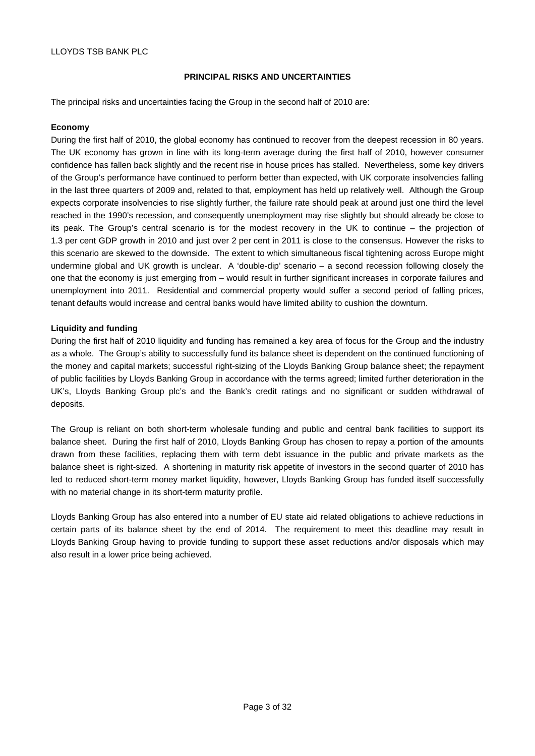## PRINCIPAL RISKS AND UNCERTAINTIES

The principal risks and uncertainties facing the Group in the second half of 2010 are:

**Economy**

During the first half of 2010, the global economy has continued to recover from the deepest recession in 80 years. The UK economy has grown in line with its long-term average during the first half of 2010, however consumer confidence has fallen back slightly and the recent rise in house prices has stalled. Nevertheless, some key drivers of the Group's performance have continued to perform better than expected, with UK corporate insolvencies falling in the last three quarters of 2009 and, related to that, employment has held up relatively well. Although the Group expects corporate insolvencies to rise slightly further, the failure rate should peak at around just one third the level reached in the 1990's recession, and consequently unemployment may rise slightly but should already be close to its peak. The Group's central scenario is for the modest recovery in the UK to continue – the projection of 1.3 per cent GDP growth in 2010 and just over 2 per cent in 2011 is close to the consensus. However the risks to this scenario are skewed to the downside. The extent to which simultaneous fiscal tightening across Europe might undermine global and UK growth is unclear. A 'double-dip' scenario – a second recession following closely the one that the economy is just emerging from – would result in further significant increases in corporate failures and unemployment into 2011. Residential and commercial property would suffer a second period of falling prices, tenant defaults would increase and central banks would have limited ability to cushion the downturn.

**Liquidity and funding**

During the first half of 2010 liquidity and funding has remained a key area of focus for the Group and the industry as a whole. The Group's ability to successfully fund its balance sheet is dependent on the continued functioning of the money and capital markets; successful right-sizing of the Lloyds Banking Group balance sheet; the repayment of public facilities by Lloyds Banking Group in accordance with the terms agreed; limited further deterioration in the UK's, Lloyds Banking Group plc's and the Bank's credit ratings and no significant or sudden withdrawal of deposits.

The Group is reliant on both short-term wholesale funding and public and central bank facilities to support its balance sheet. During the first half of 2010, Lloyds Banking Group has chosen to repay a portion of the amounts drawn from these facilities, replacing them with term debt issuance in the public and private markets as the balance sheet is right-sized. A shortening in maturity risk appetite of investors in the second quarter of 2010 has led to reduced short-term money market liquidity, however, Lloyds Banking Group has funded itself successfully with no material change in its short-term maturity profile.

Lloyds Banking Group has also entered into a number of EU state aid related obligations to achieve reductions in certain parts of its balance sheet by the end of 2014. The requirement to meet this deadline may result in Lloyds Banking Group having to provide funding to support these asset reductions and/or disposals which may also result in a lower price being achieved.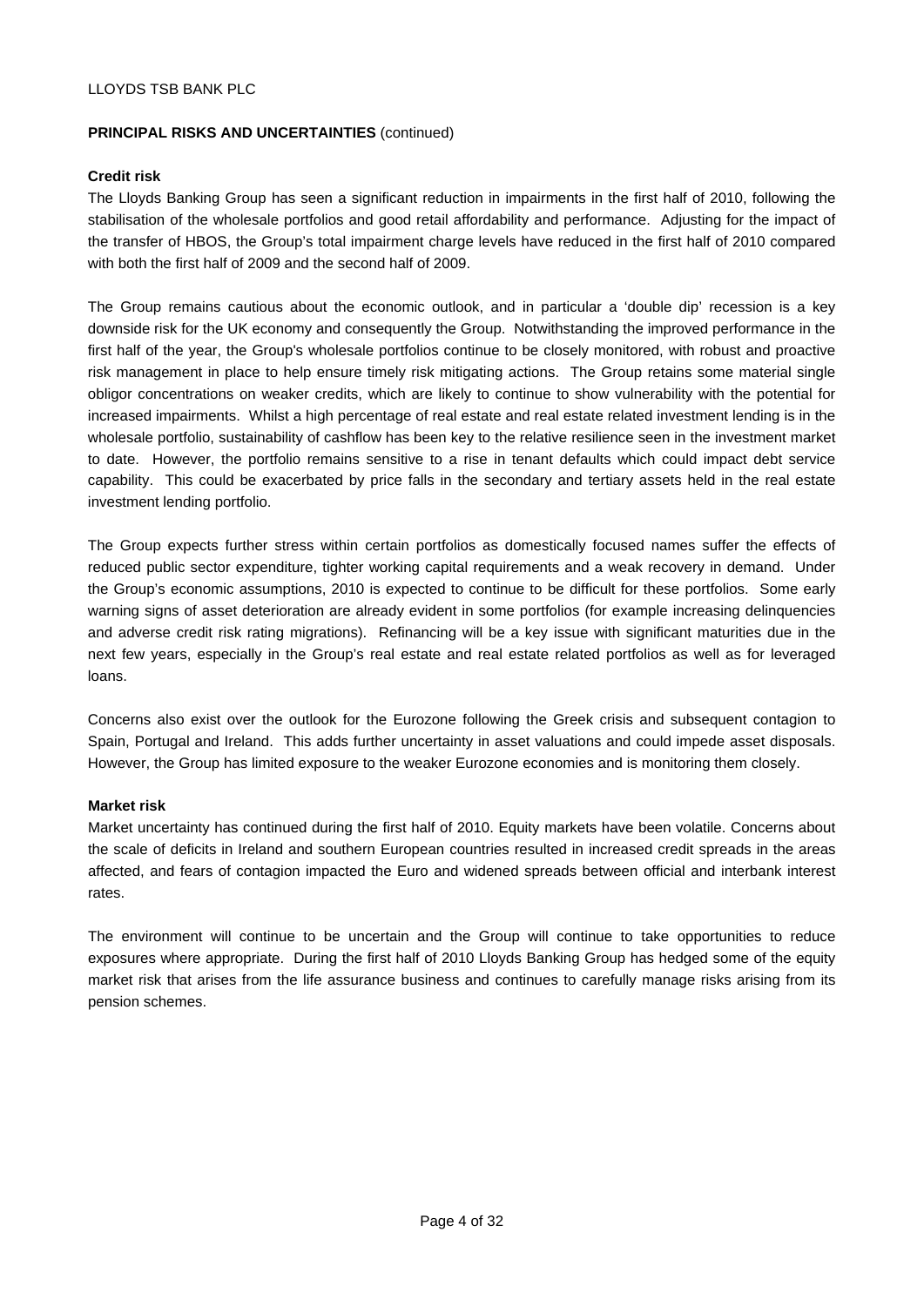## PRINCIPAL RISKS AND UNCERTAINTIES (continued)

### Credit risk

The Lloyds Banking Group has seen a significant reduction in impairments in the first half of 2010, following the stabilisation of the wholesale portfolios and good retail affordability and performance. Adjusting for the impact of the transfer of HBOS, the Group's total impairment charge levels have reduced in the first half of 2010 compared with both the first half of 2009 and the second half of 2009.

The Group remains cautious about the economic outlook, and in particular a 'double dip' recession is a key downside risk for the UK economy and consequently the Group. Notwithstanding the improved performance in the first half of the year, the Group's wholesale portfolios continue to be closely monitored, with robust and proactive risk management in place to help ensure timely risk mitigating actions. The Group retains some material single obligor concentrations on weaker credits, which are likely to continue to show vulnerability with the potential for increased impairments. Whilst a high percentage of real estate and real estate related investment lending is in the wholesale portfolio, sustainability of cashflow has been key to the relative resilience seen in the investment market to date. However, the portfolio remains sensitive to a rise in tenant defaults which could impact debt service capability. This could be exacerbated by price falls in the secondary and tertiary assets held in the real estate investment lending portfolio.

The Group expects further stress within certain portfolios as domestically focused names suffer the effects of reduced public sector expenditure, tighter working capital requirements and a weak recovery in demand. Under the Group's economic assumptions, 2010 is expected to continue to be difficult for these portfolios. Some early warning signs of asset deterioration are already evident in some portfolios (for example increasing delinquencies and adverse credit risk rating migrations). Refinancing will be a key issue with significant maturities due in the next few years, especially in the Group's real estate and real estate related portfolios as well as for leveraged loans.

Concerns also exist over the outlook for the Eurozone following the Greek crisis and subsequent contagion to Spain, Portugal and Ireland. This adds further uncertainty in asset valuations and could impede asset disposals. However, the Group has limited exposure to the weaker Eurozone economies and is monitoring them closely.

### Market risk

Market uncertainty has continued during the first half of 2010. Equity markets have been volatile. Concerns about the scale of deficits in Ireland and southern European countries resulted in increased credit spreads in the areas affected, and fears of contagion impacted the Euro and widened spreads between official and interbank interest rates.

The environment will continue to be uncertain and the Group will continue to take opportunities to reduce exposures where appropriate. During the first half of 2010 Lloyds Banking Group has hedged some of the equity market risk that arises from the life assurance business and continues to carefully manage risks arising from its pension schemes.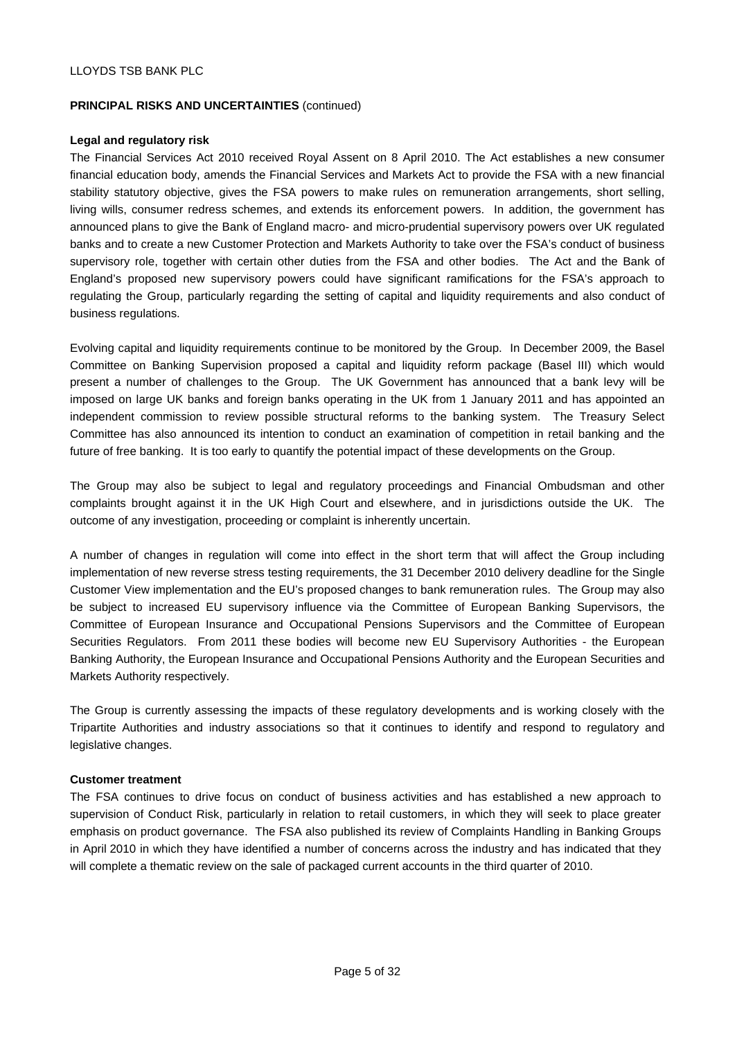LLOYDS TSB BANK PLC

**PRINCIPAL RISKS AND UNCERTAINTIES** (continued)

**Legal and regulatory risk**

The Financial Services Act 2010 received Royal Assent on 8 April 2010. The Act establishes a new consumer financial education body, amends the Financial Services and Markets Act to provide the FSA with a new financial stability statutory objective, gives the FSA powers to make rules on remuneration arrangements, short selling, living wills, consumer redress schemes, and extends its enforcement powers. In addition, the government has announced plans to give the Bank of England macro- and micro-prudential supervisory powers over UK regulated banks and to create a new Customer Protection and Markets Authority to take over the FSA's conduct of business supervisory role, together with certain other duties from the FSA and other bodies. The Act and the Bank of England's proposed new supervisory powers could have significant ramifications for the FSA's approach to regulating the Group, particularly regarding the setting of capital and liquidity requirements and also conduct of business regulations.

Evolving capital and liquidity requirements continue to be monitored by the Group. In December 2009, the Basel Committee on Banking Supervision proposed a capital and liquidity reform package (Basel III) which would present a number of challenges to the Group. The UK Government has announced that a bank levy will be imposed on large UK banks and foreign banks operating in the UK from 1 January 2011 and has appointed an independent commission to review possible structural reforms to the banking system. The Treasury Select Committee has also announced its intention to conduct an examination of competition in retail banking and the future of free banking. It is too early to quantify the potential impact of these developments on the Group.

The Group may also be subject to legal and regulatory proceedings and Financial Ombudsman and other complaints brought against it in the UK High Court and elsewhere, and in jurisdictions outside the UK. The outcome of any investigation, proceeding or complaint is inherently uncertain.

A number of changes in regulation will come into effect in the short term that will affect the Group including implementation of new reverse stress testing requirements, the 31 December 2010 delivery deadline for the Single Customer View implementation and the EU's proposed changes to bank remuneration rules. The Group may also be subject to increased EU supervisory influence via the Committee of European Banking Supervisors, the Committee of European Insurance and Occupational Pensions Supervisors and the Committee of European Securities Regulators. From 2011 these bodies will become new EU Supervisory Authorities - the European Banking Authority, the European Insurance and Occupational Pensions Authority and the European Securities and Markets Authority respectively.

The Group is currently assessing the impacts of these regulatory developments and is working closely with the Tripartite Authorities and industry associations so that it continues to identify and respond to regulatory and legislative changes.

**Customer treatment**

The FSA continues to drive focus on conduct of business activities and has established a new approach to supervision of Conduct Risk, particularly in relation to retail customers, in which they will seek to place greater emphasis on product governance. The FSA also published its review of Complaints Handling in Banking Groups in April 2010 in which they have identified a number of concerns across the industry and has indicated that they will complete a thematic review on the sale of packaged current accounts in the third quarter of 2010.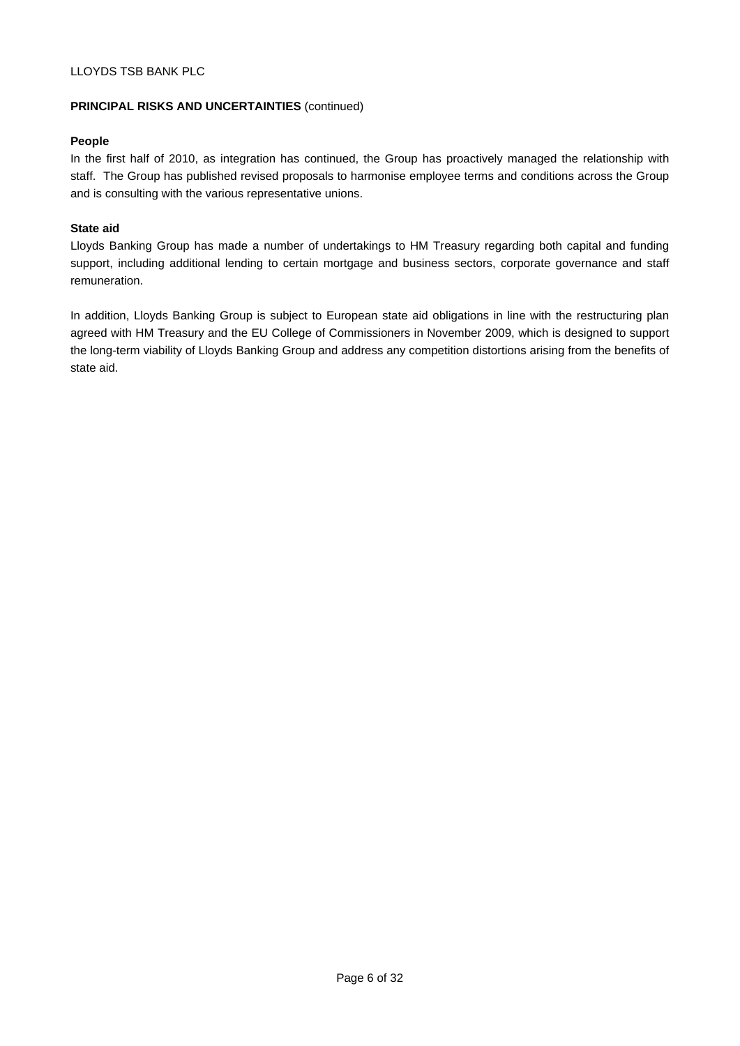**PRINCIPAL RISKS AND UNCERTAINTIES** (continued)

**People**

In the first half of 2010, as integration has continued, the Group has proactively managed the relationship with staff. The Group has published revised proposals to harmonise employee terms and conditions across the Group and is consulting with the various representative unions.

**State aid**

Lloyds Banking Group has made a number of undertakings to HM Treasury regarding both capital and funding support, including additional lending to certain mortgage and business sectors, corporate governance and staff remuneration.

In addition, Lloyds Banking Group is subject to European state aid obligations in line with the restructuring plan agreed with HM Treasury and the EU College of Commissioners in November 2009, which is designed to support the long-term viability of Lloyds Banking Group and address any competition distortions arising from the benefits of state aid.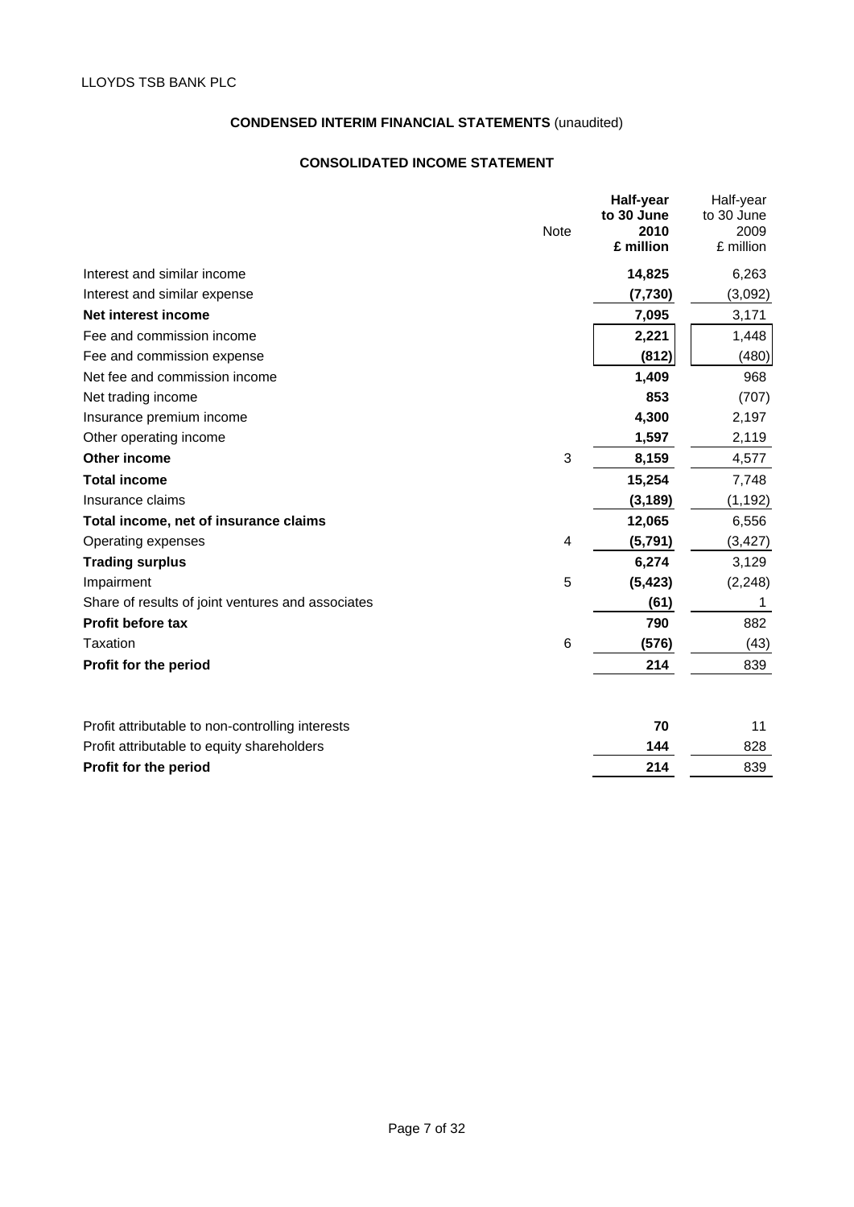LLOYDS TSB BANK PLC

## CONDENSED INTERIM FINANCIAL STATEMENTS (unaudited)

### CONSOLIDATED INCOME STATEMENT

| | Note | **Half-year to 30 June 2010 £ million** | Half-year to 30 June 2009 £ million |
|---|---|---|---|
| Interest and similar income | | **14,825** | 6,263 |
| Interest and similar expense | | **(7,730)** | (3,092) |
| **Net interest income** | | **7,095** | 3,171 |
| Fee and commission income | | **2,221** | 1,448 |
| Fee and commission expense | | **(812)** | (480) |
| Net fee and commission income | | **1,409** | 968 |
| Net trading income | | **853** | (707) |
| Insurance premium income | | **4,300** | 2,197 |
| Other operating income | | **1,597** | 2,119 |
| **Other income** | 3 | **8,159** | 4,577 |
| **Total income** | | **15,254** | 7,748 |
| Insurance claims | | **(3,189)** | (1,192) |
| **Total income, net of insurance claims** | | **12,065** | 6,556 |
| Operating expenses | 4 | **(5,791)** | (3,427) |
| **Trading surplus** | | **6,274** | 3,129 |
| Impairment | 5 | **(5,423)** | (2,248) |
| Share of results of joint ventures and associates | | **(61)** | 1 |
| **Profit before tax** | | **790** | 882 |
| Taxation | 6 | **(576)** | (43) |
| **Profit for the period** | | **214** | 839 |
| | | | |
| Profit attributable to non-controlling interests | | **70** | 11 |
| Profit attributable to equity shareholders | | **144** | 828 |
| **Profit for the period** | | **214** | 839 |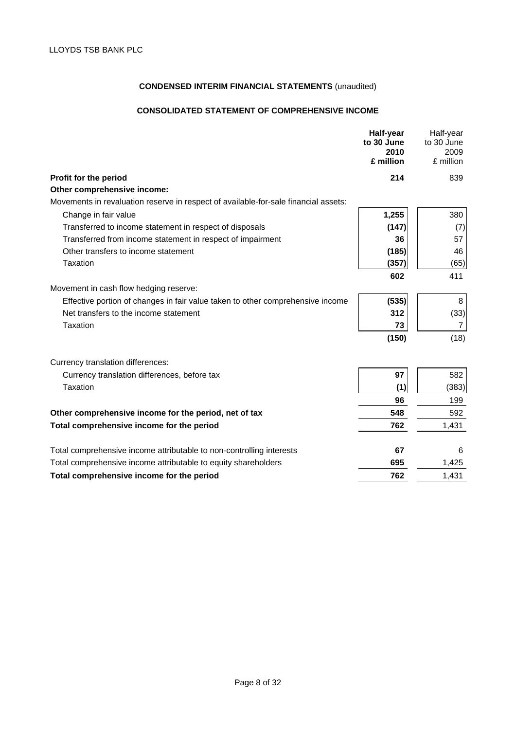LLOYDS TSB BANK PLC

## CONDENSED INTERIM FINANCIAL STATEMENTS (unaudited)

### CONSOLIDATED STATEMENT OF COMPREHENSIVE INCOME

| | **Half-year to 30 June 2010 £ million** | Half-year to 30 June 2009 £ million |
|---|---|---|
| **Profit for the period** | **214** | 839 |
| **Other comprehensive income:** | | |
| Movements in revaluation reserve in respect of available-for-sale financial assets: | | |
| Change in fair value | **1,255** | 380 |
| Transferred to income statement in respect of disposals | **(147)** | (7) |
| Transferred from income statement in respect of impairment | **36** | 57 |
| Other transfers to income statement | **(185)** | 46 |
| Taxation | **(357)** | (65) |
| | **602** | 411 |
| Movement in cash flow hedging reserve: | | |
| Effective portion of changes in fair value taken to other comprehensive income | **(535)** | 8 |
| Net transfers to the income statement | **312** | (33) |
| Taxation | **73** | 7 |
| | **(150)** | (18) |
| Currency translation differences: | | |
| Currency translation differences, before tax | **97** | 582 |
| Taxation | **(1)** | (383) |
| | **96** | 199 |
| **Other comprehensive income for the period, net of tax** | **548** | 592 |
| **Total comprehensive income for the period** | **762** | 1,431 |
| Total comprehensive income attributable to non-controlling interests | **67** | 6 |
| Total comprehensive income attributable to equity shareholders | **695** | 1,425 |
| **Total comprehensive income for the period** | **762** | 1,431 |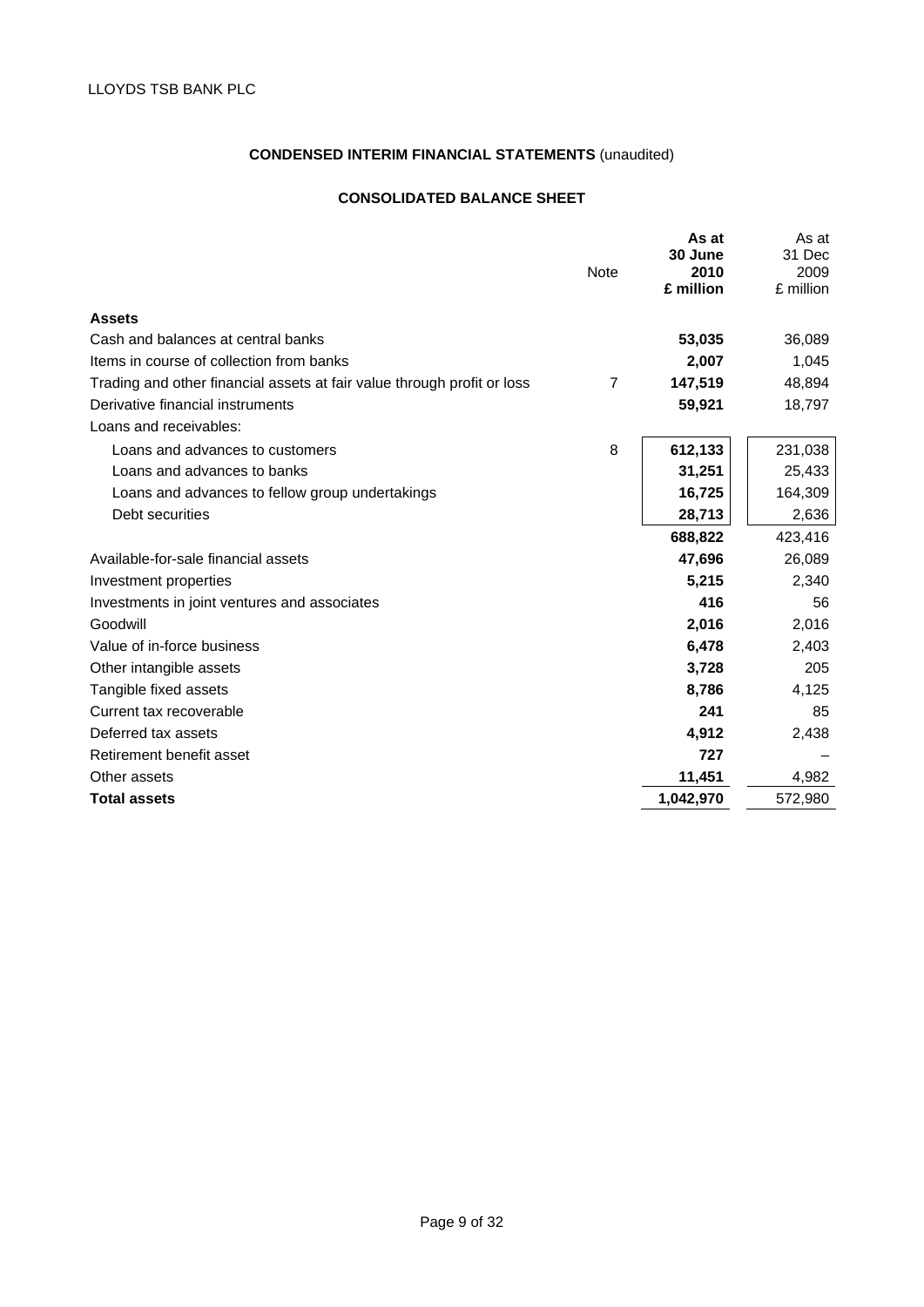LLOYDS TSB BANK PLC

## CONDENSED INTERIM FINANCIAL STATEMENTS (unaudited)

### CONSOLIDATED BALANCE SHEET

| | Note | **As at 30 June 2010 £ million** | As at 31 Dec 2009 £ million |
|---|---|---|---|
| **Assets** | | | |
| Cash and balances at central banks | | **53,035** | 36,089 |
| Items in course of collection from banks | | **2,007** | 1,045 |
| Trading and other financial assets at fair value through profit or loss | 7 | **147,519** | 48,894 |
| Derivative financial instruments | | **59,921** | 18,797 |
| Loans and receivables: | | | |
| Loans and advances to customers | 8 | **612,133** | 231,038 |
| Loans and advances to banks | | **31,251** | 25,433 |
| Loans and advances to fellow group undertakings | | **16,725** | 164,309 |
| Debt securities | | **28,713** | 2,636 |
| | | **688,822** | 423,416 |
| Available-for-sale financial assets | | **47,696** | 26,089 |
| Investment properties | | **5,215** | 2,340 |
| Investments in joint ventures and associates | | **416** | 56 |
| Goodwill | | **2,016** | 2,016 |
| Value of in-force business | | **6,478** | 2,403 |
| Other intangible assets | | **3,728** | 205 |
| Tangible fixed assets | | **8,786** | 4,125 |
| Current tax recoverable | | **241** | 85 |
| Deferred tax assets | | **4,912** | 2,438 |
| Retirement benefit asset | | **727** | – |
| Other assets | | **11,451** | 4,982 |
| **Total assets** | | **1,042,970** | 572,980 |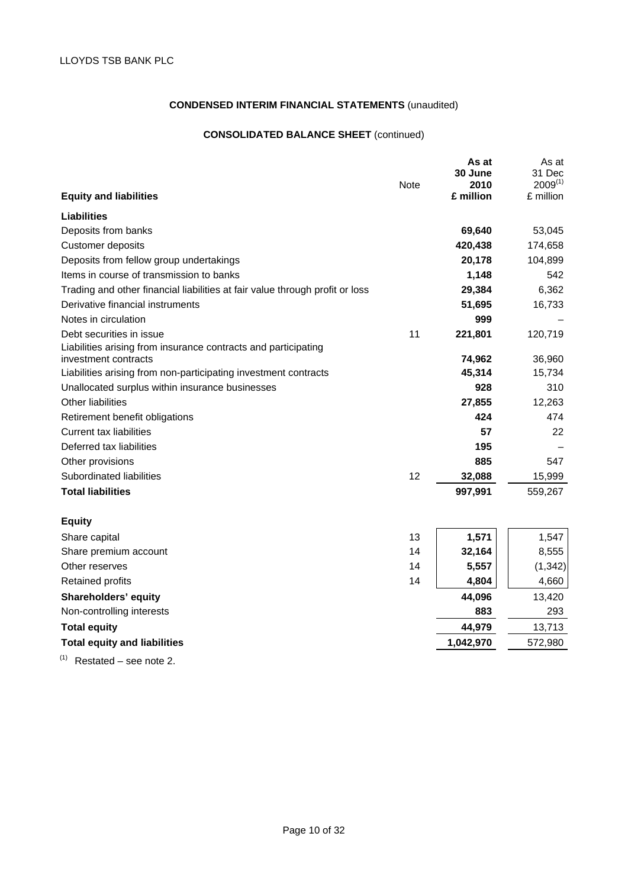LLOYDS TSB BANK PLC

**CONDENSED INTERIM FINANCIAL STATEMENTS** (unaudited)

**CONSOLIDATED BALANCE SHEET** (continued)

| **Equity and liabilities** | Note | **As at 30 June 2010 £ million** | As at 31 Dec 2009[(1)] £ million |
|---|---|---|---|
| **Liabilities** | | | |
| Deposits from banks | | **69,640** | 53,045 |
| Customer deposits | | **420,438** | 174,658 |
| Deposits from fellow group undertakings | | **20,178** | 104,899 |
| Items in course of transmission to banks | | **1,148** | 542 |
| Trading and other financial liabilities at fair value through profit or loss | | **29,384** | 6,362 |
| Derivative financial instruments | | **51,695** | 16,733 |
| Notes in circulation | | **999** | – |
| Debt securities in issue | 11 | **221,801** | 120,719 |
| Liabilities arising from insurance contracts and participating investment contracts | | **74,962** | 36,960 |
| Liabilities arising from non-participating investment contracts | | **45,314** | 15,734 |
| Unallocated surplus within insurance businesses | | **928** | 310 |
| Other liabilities | | **27,855** | 12,263 |
| Retirement benefit obligations | | **424** | 474 |
| Current tax liabilities | | **57** | 22 |
| Deferred tax liabilities | | **195** | – |
| Other provisions | | **885** | 547 |
| Subordinated liabilities | 12 | **32,088** | 15,999 |
| **Total liabilities** | | **997,991** | 559,267 |
| | | | |
| **Equity** | | | |
| Share capital | 13 | **1,571** | 1,547 |
| Share premium account | 14 | **32,164** | 8,555 |
| Other reserves | 14 | **5,557** | (1,342) |
| Retained profits | 14 | **4,804** | 4,660 |
| **Shareholders' equity** | | **44,096** | 13,420 |
| Non-controlling interests | | **883** | 293 |
| **Total equity** | | **44,979** | 13,713 |
| **Total equity and liabilities** | | **1,042,970** | 572,980 |

(1) Restated – see note 2.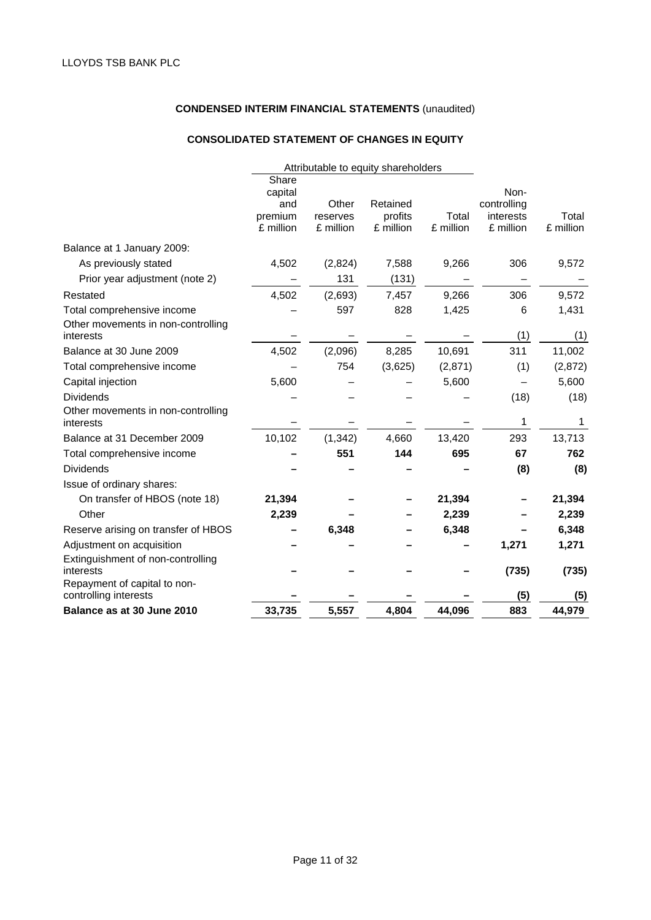LLOYDS TSB BANK PLC

**CONDENSED INTERIM FINANCIAL STATEMENTS** (unaudited)

**CONSOLIDATED STATEMENT OF CHANGES IN EQUITY**

| | Attributable to equity shareholders | | | | | |
|---|---|---|---|---|---|---|
| | Share capital and premium £ million | Other reserves £ million | Retained profits £ million | Total £ million | Non-controlling interests £ million | Total £ million |
| Balance at 1 January 2009: | | | | | | |
| As previously stated | 4,502 | (2,824) | 7,588 | 9,266 | 306 | 9,572 |
| Prior year adjustment (note 2) | – | 131 | (131) | – | – | – |
| Restated | 4,502 | (2,693) | 7,457 | 9,266 | 306 | 9,572 |
| Total comprehensive income | – | 597 | 828 | 1,425 | 6 | 1,431 |
| Other movements in non-controlling interests | – | – | – | – | (1) | (1) |
| Balance at 30 June 2009 | 4,502 | (2,096) | 8,285 | 10,691 | 311 | 11,002 |
| Total comprehensive income | – | 754 | (3,625) | (2,871) | (1) | (2,872) |
| Capital injection | 5,600 | – | – | 5,600 | – | 5,600 |
| Dividends | – | – | – | – | (18) | (18) |
| Other movements in non-controlling interests | – | – | – | – | 1 | 1 |
| Balance at 31 December 2009 | 10,102 | (1,342) | 4,660 | 13,420 | 293 | 13,713 |
| Total comprehensive income | **–** | **551** | **144** | **695** | **67** | **762** |
| Dividends | **–** | **–** | **–** | **–** | **(8)** | **(8)** |
| Issue of ordinary shares: | | | | | | |
| On transfer of HBOS (note 18) | **21,394** | **–** | **–** | **21,394** | **–** | **21,394** |
| Other | **2,239** | **–** | **–** | **2,239** | **–** | **2,239** |
| Reserve arising on transfer of HBOS | **–** | **6,348** | **–** | **6,348** | **–** | **6,348** |
| Adjustment on acquisition | **–** | **–** | **–** | **–** | **1,271** | **1,271** |
| Extinguishment of non-controlling interests | **–** | **–** | **–** | **–** | **(735)** | **(735)** |
| Repayment of capital to non-controlling interests | **–** | **–** | **–** | **–** | **(5)** | **(5)** |
| **Balance as at 30 June 2010** | **33,735** | **5,557** | **4,804** | **44,096** | **883** | **44,979** |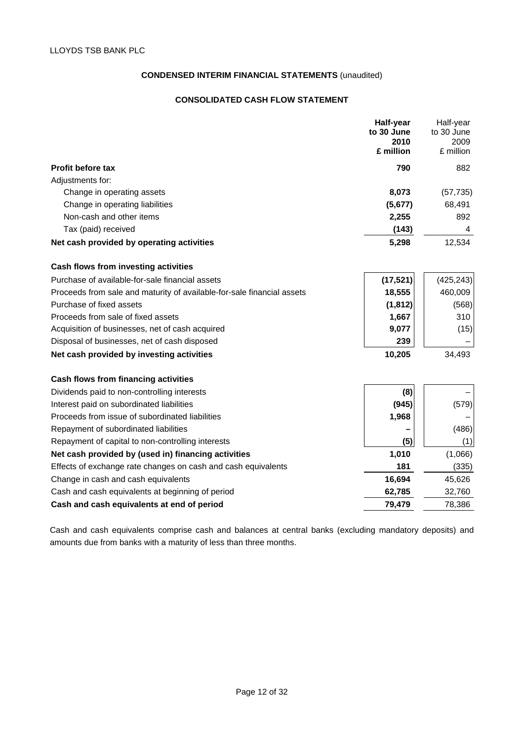LLOYDS TSB BANK PLC

**CONDENSED INTERIM FINANCIAL STATEMENTS** (unaudited)

**CONSOLIDATED CASH FLOW STATEMENT**

| | **Half-year to 30 June 2010 £ million** | Half-year to 30 June 2009 £ million |
|---|---|---|
| **Profit before tax** | **790** | 882 |
| Adjustments for: | | |
| Change in operating assets | **8,073** | (57,735) |
| Change in operating liabilities | **(5,677)** | 68,491 |
| Non-cash and other items | **2,255** | 892 |
| Tax (paid) received | **(143)** | 4 |
| **Net cash provided by operating activities** | **5,298** | 12,534 |
| **Cash flows from investing activities** | | |
| Purchase of available-for-sale financial assets | **(17,521)** | (425,243) |
| Proceeds from sale and maturity of available-for-sale financial assets | **18,555** | 460,009 |
| Purchase of fixed assets | **(1,812)** | (568) |
| Proceeds from sale of fixed assets | **1,667** | 310 |
| Acquisition of businesses, net of cash acquired | **9,077** | (15) |
| Disposal of businesses, net of cash disposed | **239** | – |
| **Net cash provided by investing activities** | **10,205** | 34,493 |
| **Cash flows from financing activities** | | |
| Dividends paid to non-controlling interests | **(8)** | – |
| Interest paid on subordinated liabilities | **(945)** | (579) |
| Proceeds from issue of subordinated liabilities | **1,968** | – |
| Repayment of subordinated liabilities | **–** | (486) |
| Repayment of capital to non-controlling interests | **(5)** | (1) |
| **Net cash provided by (used in) financing activities** | **1,010** | (1,066) |
| Effects of exchange rate changes on cash and cash equivalents | **181** | (335) |
| Change in cash and cash equivalents | **16,694** | 45,626 |
| Cash and cash equivalents at beginning of period | **62,785** | 32,760 |
| **Cash and cash equivalents at end of period** | **79,479** | 78,386 |

Cash and cash equivalents comprise cash and balances at central banks (excluding mandatory deposits) and amounts due from banks with a maturity of less than three months.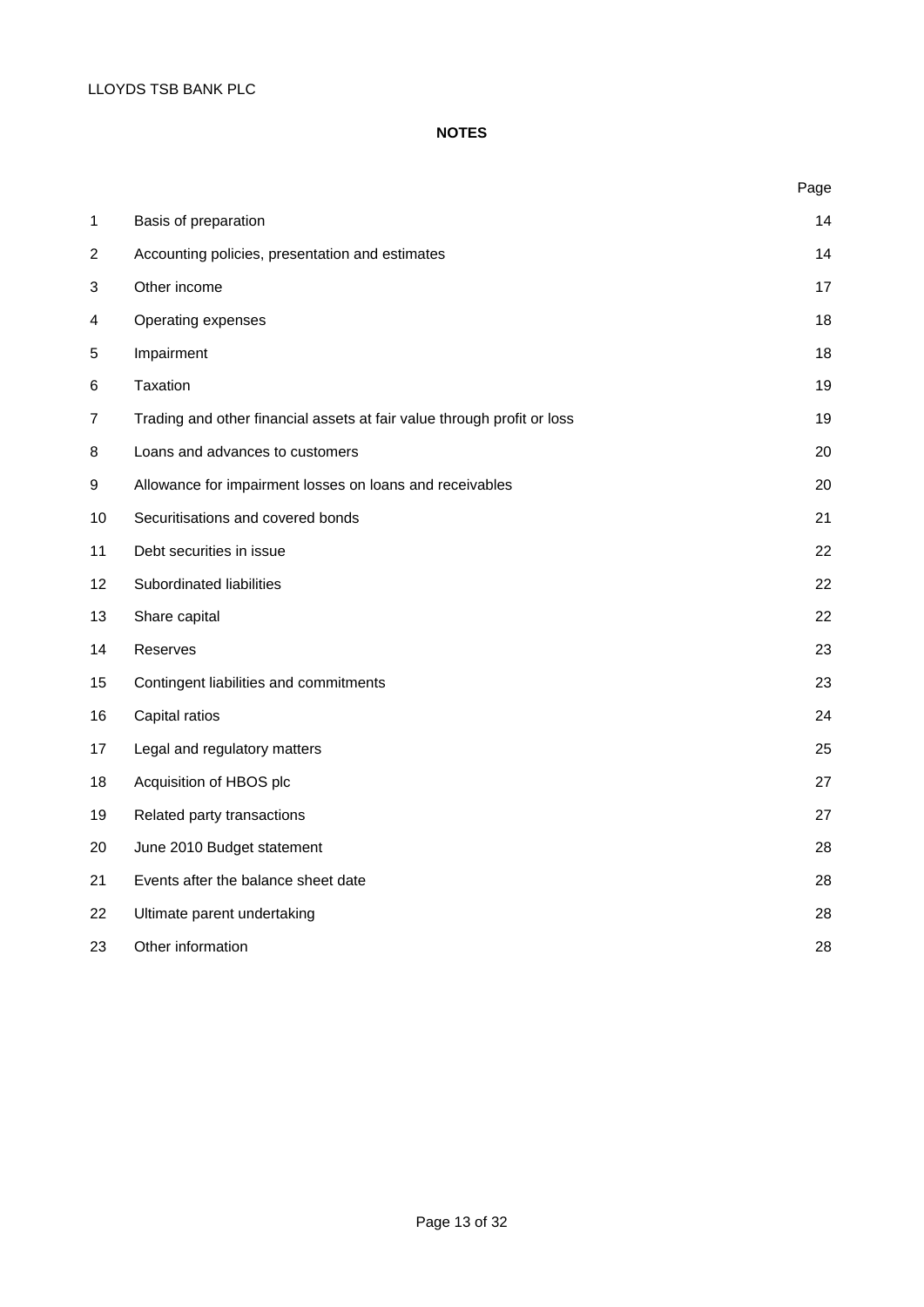## NOTES

| | | Page |
|---|---|---|
| 1 | Basis of preparation | 14 |
| 2 | Accounting policies, presentation and estimates | 14 |
| 3 | Other income | 17 |
| 4 | Operating expenses | 18 |
| 5 | Impairment | 18 |
| 6 | Taxation | 19 |
| 7 | Trading and other financial assets at fair value through profit or loss | 19 |
| 8 | Loans and advances to customers | 20 |
| 9 | Allowance for impairment losses on loans and receivables | 20 |
| 10 | Securitisations and covered bonds | 21 |
| 11 | Debt securities in issue | 22 |
| 12 | Subordinated liabilities | 22 |
| 13 | Share capital | 22 |
| 14 | Reserves | 23 |
| 15 | Contingent liabilities and commitments | 23 |
| 16 | Capital ratios | 24 |
| 17 | Legal and regulatory matters | 25 |
| 18 | Acquisition of HBOS plc | 27 |
| 19 | Related party transactions | 27 |
| 20 | June 2010 Budget statement | 28 |
| 21 | Events after the balance sheet date | 28 |
| 22 | Ultimate parent undertaking | 28 |
| 23 | Other information | 28 |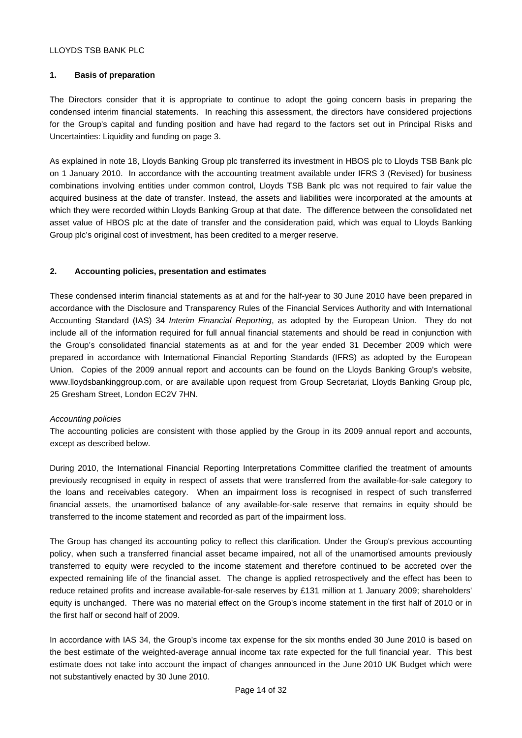LLOYDS TSB BANK PLC

## 1. Basis of preparation

The Directors consider that it is appropriate to continue to adopt the going concern basis in preparing the condensed interim financial statements. In reaching this assessment, the directors have considered projections for the Group's capital and funding position and have had regard to the factors set out in Principal Risks and Uncertainties: Liquidity and funding on page 3.

As explained in note 18, Lloyds Banking Group plc transferred its investment in HBOS plc to Lloyds TSB Bank plc on 1 January 2010. In accordance with the accounting treatment available under IFRS 3 (Revised) for business combinations involving entities under common control, Lloyds TSB Bank plc was not required to fair value the acquired business at the date of transfer. Instead, the assets and liabilities were incorporated at the amounts at which they were recorded within Lloyds Banking Group at that date. The difference between the consolidated net asset value of HBOS plc at the date of transfer and the consideration paid, which was equal to Lloyds Banking Group plc's original cost of investment, has been credited to a merger reserve.

## 2. Accounting policies, presentation and estimates

These condensed interim financial statements as at and for the half-year to 30 June 2010 have been prepared in accordance with the Disclosure and Transparency Rules of the Financial Services Authority and with International Accounting Standard (IAS) 34 *Interim Financial Reporting*, as adopted by the European Union. They do not include all of the information required for full annual financial statements and should be read in conjunction with the Group's consolidated financial statements as at and for the year ended 31 December 2009 which were prepared in accordance with International Financial Reporting Standards (IFRS) as adopted by the European Union. Copies of the 2009 annual report and accounts can be found on the Lloyds Banking Group's website, www.lloydsbankinggroup.com, or are available upon request from Group Secretariat, Lloyds Banking Group plc, 25 Gresham Street, London EC2V 7HN.

*Accounting policies*

The accounting policies are consistent with those applied by the Group in its 2009 annual report and accounts, except as described below.

During 2010, the International Financial Reporting Interpretations Committee clarified the treatment of amounts previously recognised in equity in respect of assets that were transferred from the available-for-sale category to the loans and receivables category. When an impairment loss is recognised in respect of such transferred financial assets, the unamortised balance of any available-for-sale reserve that remains in equity should be transferred to the income statement and recorded as part of the impairment loss.

The Group has changed its accounting policy to reflect this clarification. Under the Group's previous accounting policy, when such a transferred financial asset became impaired, not all of the unamortised amounts previously transferred to equity were recycled to the income statement and therefore continued to be accreted over the expected remaining life of the financial asset. The change is applied retrospectively and the effect has been to reduce retained profits and increase available-for-sale reserves by £131 million at 1 January 2009; shareholders' equity is unchanged. There was no material effect on the Group's income statement in the first half of 2010 or in the first half or second half of 2009.

In accordance with IAS 34, the Group's income tax expense for the six months ended 30 June 2010 is based on the best estimate of the weighted-average annual income tax rate expected for the full financial year. This best estimate does not take into account the impact of changes announced in the June 2010 UK Budget which were not substantively enacted by 30 June 2010.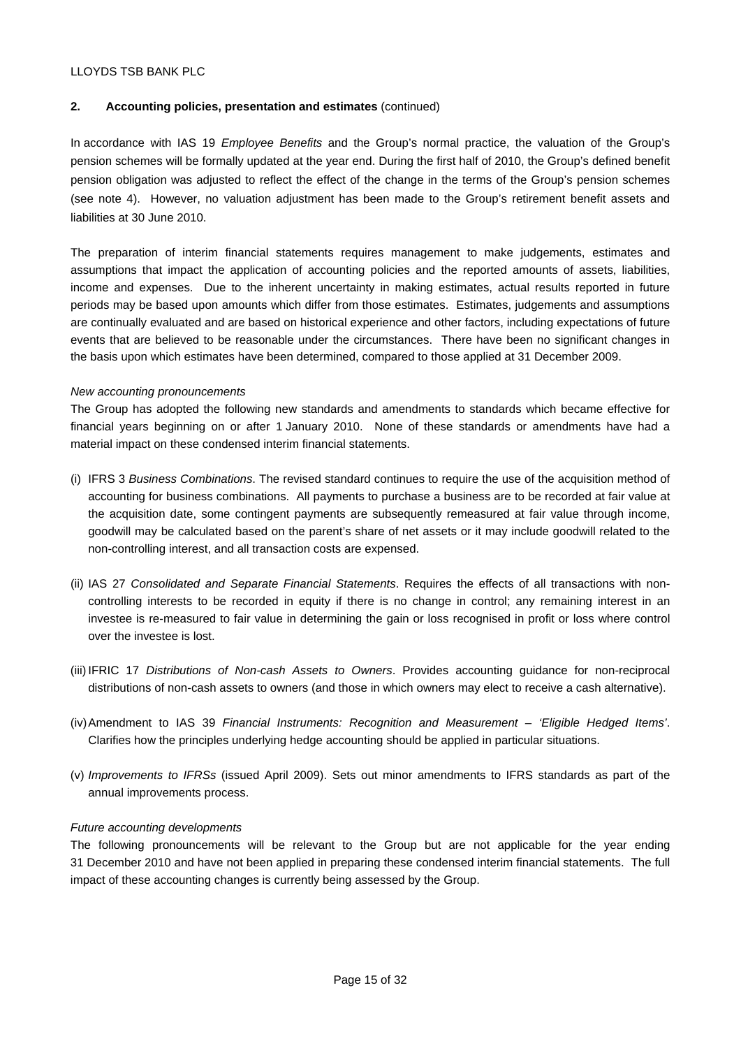## 2. Accounting policies, presentation and estimates (continued)

In accordance with IAS 19 *Employee Benefits* and the Group's normal practice, the valuation of the Group's pension schemes will be formally updated at the year end. During the first half of 2010, the Group's defined benefit pension obligation was adjusted to reflect the effect of the change in the terms of the Group's pension schemes (see note 4). However, no valuation adjustment has been made to the Group's retirement benefit assets and liabilities at 30 June 2010.

The preparation of interim financial statements requires management to make judgements, estimates and assumptions that impact the application of accounting policies and the reported amounts of assets, liabilities, income and expenses. Due to the inherent uncertainty in making estimates, actual results reported in future periods may be based upon amounts which differ from those estimates. Estimates, judgements and assumptions are continually evaluated and are based on historical experience and other factors, including expectations of future events that are believed to be reasonable under the circumstances. There have been no significant changes in the basis upon which estimates have been determined, compared to those applied at 31 December 2009.

*New accounting pronouncements*

The Group has adopted the following new standards and amendments to standards which became effective for financial years beginning on or after 1 January 2010. None of these standards or amendments have had a material impact on these condensed interim financial statements.

(i) IFRS 3 *Business Combinations*. The revised standard continues to require the use of the acquisition method of accounting for business combinations. All payments to purchase a business are to be recorded at fair value at the acquisition date, some contingent payments are subsequently remeasured at fair value through income, goodwill may be calculated based on the parent's share of net assets or it may include goodwill related to the non-controlling interest, and all transaction costs are expensed.

(ii) IAS 27 *Consolidated and Separate Financial Statements*. Requires the effects of all transactions with non-controlling interests to be recorded in equity if there is no change in control; any remaining interest in an investee is re-measured to fair value in determining the gain or loss recognised in profit or loss where control over the investee is lost.

(iii) IFRIC 17 *Distributions of Non-cash Assets to Owners*. Provides accounting guidance for non-reciprocal distributions of non-cash assets to owners (and those in which owners may elect to receive a cash alternative).

(iv) Amendment to IAS 39 *Financial Instruments: Recognition and Measurement – 'Eligible Hedged Items'*. Clarifies how the principles underlying hedge accounting should be applied in particular situations.

(v) *Improvements to IFRSs* (issued April 2009). Sets out minor amendments to IFRS standards as part of the annual improvements process.

*Future accounting developments*

The following pronouncements will be relevant to the Group but are not applicable for the year ending 31 December 2010 and have not been applied in preparing these condensed interim financial statements. The full impact of these accounting changes is currently being assessed by the Group.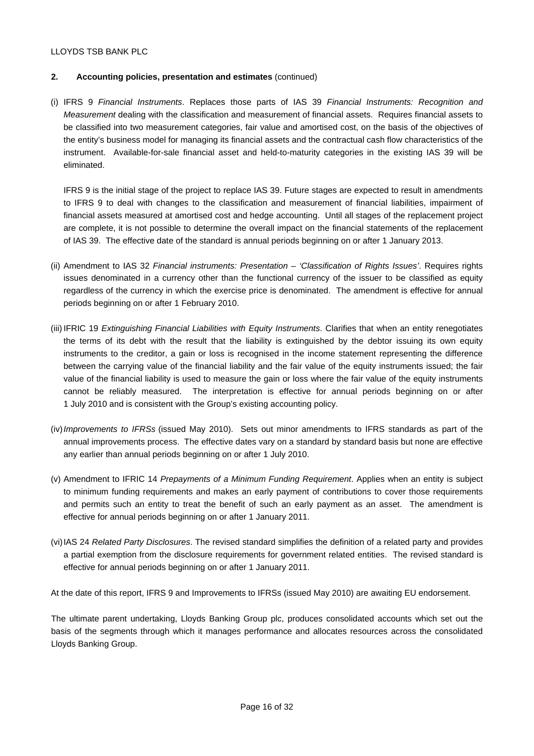## 2. Accounting policies, presentation and estimates (continued)

(i) IFRS 9 *Financial Instruments*. Replaces those parts of IAS 39 *Financial Instruments: Recognition and Measurement* dealing with the classification and measurement of financial assets. Requires financial assets to be classified into two measurement categories, fair value and amortised cost, on the basis of the objectives of the entity's business model for managing its financial assets and the contractual cash flow characteristics of the instrument. Available-for-sale financial asset and held-to-maturity categories in the existing IAS 39 will be eliminated.

IFRS 9 is the initial stage of the project to replace IAS 39. Future stages are expected to result in amendments to IFRS 9 to deal with changes to the classification and measurement of financial liabilities, impairment of financial assets measured at amortised cost and hedge accounting. Until all stages of the replacement project are complete, it is not possible to determine the overall impact on the financial statements of the replacement of IAS 39. The effective date of the standard is annual periods beginning on or after 1 January 2013.

(ii) Amendment to IAS 32 *Financial instruments: Presentation – 'Classification of Rights Issues'*. Requires rights issues denominated in a currency other than the functional currency of the issuer to be classified as equity regardless of the currency in which the exercise price is denominated. The amendment is effective for annual periods beginning on or after 1 February 2010.

(iii) IFRIC 19 *Extinguishing Financial Liabilities with Equity Instruments*. Clarifies that when an entity renegotiates the terms of its debt with the result that the liability is extinguished by the debtor issuing its own equity instruments to the creditor, a gain or loss is recognised in the income statement representing the difference between the carrying value of the financial liability and the fair value of the equity instruments issued; the fair value of the financial liability is used to measure the gain or loss where the fair value of the equity instruments cannot be reliably measured. The interpretation is effective for annual periods beginning on or after 1 July 2010 and is consistent with the Group's existing accounting policy.

(iv) *Improvements to IFRSs* (issued May 2010). Sets out minor amendments to IFRS standards as part of the annual improvements process. The effective dates vary on a standard by standard basis but none are effective any earlier than annual periods beginning on or after 1 July 2010.

(v) Amendment to IFRIC 14 *Prepayments of a Minimum Funding Requirement*. Applies when an entity is subject to minimum funding requirements and makes an early payment of contributions to cover those requirements and permits such an entity to treat the benefit of such an early payment as an asset. The amendment is effective for annual periods beginning on or after 1 January 2011.

(vi) IAS 24 *Related Party Disclosures*. The revised standard simplifies the definition of a related party and provides a partial exemption from the disclosure requirements for government related entities. The revised standard is effective for annual periods beginning on or after 1 January 2011.

At the date of this report, IFRS 9 and Improvements to IFRSs (issued May 2010) are awaiting EU endorsement.

The ultimate parent undertaking, Lloyds Banking Group plc, produces consolidated accounts which set out the basis of the segments through which it manages performance and allocates resources across the consolidated Lloyds Banking Group.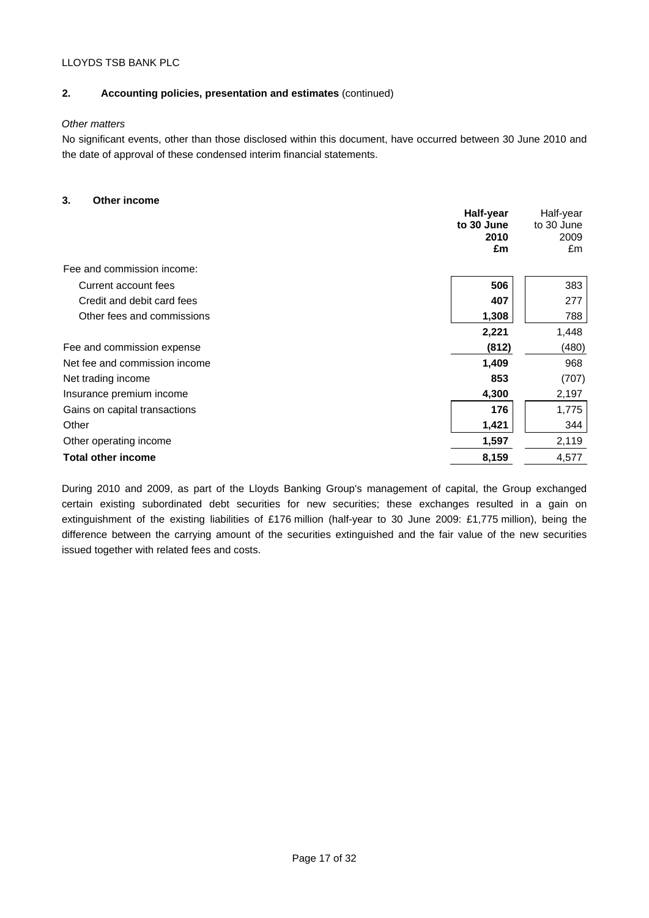## 2. Accounting policies, presentation and estimates (continued)

*Other matters*

No significant events, other than those disclosed within this document, have occurred between 30 June 2010 and the date of approval of these condensed interim financial statements.

## 3. Other income

| | **Half-year to 30 June 2010 £m** | Half-year to 30 June 2009 £m |
|---|---|---|
| Fee and commission income: | | |
| Current account fees | **506** | 383 |
| Credit and debit card fees | **407** | 277 |
| Other fees and commissions | **1,308** | 788 |
| | **2,221** | 1,448 |
| Fee and commission expense | **(812)** | (480) |
| Net fee and commission income | **1,409** | 968 |
| Net trading income | **853** | (707) |
| Insurance premium income | **4,300** | 2,197 |
| Gains on capital transactions | **176** | 1,775 |
| Other | **1,421** | 344 |
| Other operating income | **1,597** | 2,119 |
| **Total other income** | **8,159** | 4,577 |

During 2010 and 2009, as part of the Lloyds Banking Group's management of capital, the Group exchanged certain existing subordinated debt securities for new securities; these exchanges resulted in a gain on extinguishment of the existing liabilities of £176 million (half-year to 30 June 2009: £1,775 million), being the difference between the carrying amount of the securities extinguished and the fair value of the new securities issued together with related fees and costs.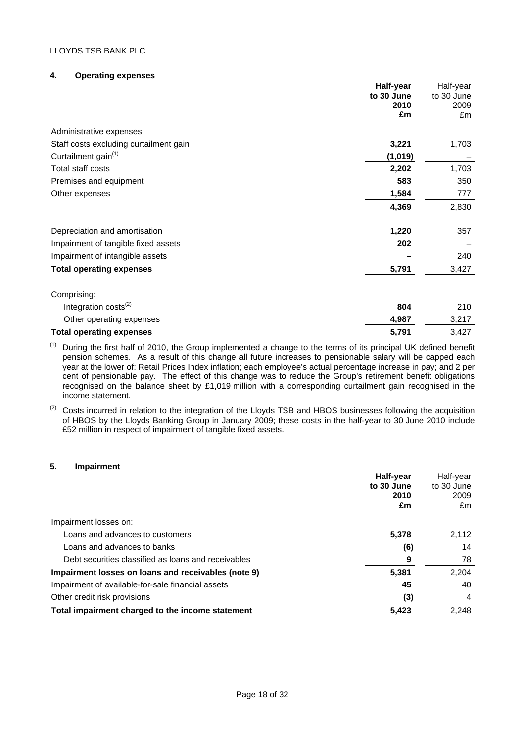## 4. Operating expenses

| | **Half-year to 30 June 2010 £m** | Half-year to 30 June 2009 £m |
|---|---|---|
| Administrative expenses: | | |
| Staff costs excluding curtailment gain | **3,221** | 1,703 |
| Curtailment gain[(1)] | **(1,019)** | – |
| Total staff costs | **2,202** | 1,703 |
| Premises and equipment | **583** | 350 |
| Other expenses | **1,584** | 777 |
| | **4,369** | 2,830 |
| Depreciation and amortisation | **1,220** | 357 |
| Impairment of tangible fixed assets | **202** | – |
| Impairment of intangible assets | **–** | 240 |
| **Total operating expenses** | **5,791** | 3,427 |
| Comprising: | | |
| Integration costs[(2)] | **804** | 210 |
| Other operating expenses | **4,987** | 3,217 |
| **Total operating expenses** | **5,791** | 3,427 |

(1) During the first half of 2010, the Group implemented a change to the terms of its principal UK defined benefit pension schemes. As a result of this change all future increases to pensionable salary will be capped each year at the lower of: Retail Prices Index inflation; each employee's actual percentage increase in pay; and 2 per cent of pensionable pay. The effect of this change was to reduce the Group's retirement benefit obligations recognised on the balance sheet by £1,019 million with a corresponding curtailment gain recognised in the income statement.

(2) Costs incurred in relation to the integration of the Lloyds TSB and HBOS businesses following the acquisition of HBOS by the Lloyds Banking Group in January 2009; these costs in the half-year to 30 June 2010 include £52 million in respect of impairment of tangible fixed assets.

## 5. Impairment

| | **Half-year to 30 June 2010 £m** | Half-year to 30 June 2009 £m |
|---|---|---|
| Impairment losses on: | | |
| Loans and advances to customers | **5,378** | 2,112 |
| Loans and advances to banks | **(6)** | 14 |
| Debt securities classified as loans and receivables | **9** | 78 |
| **Impairment losses on loans and receivables (note 9)** | **5,381** | 2,204 |
| Impairment of available-for-sale financial assets | **45** | 40 |
| Other credit risk provisions | **(3)** | 4 |
| **Total impairment charged to the income statement** | **5,423** | 2,248 |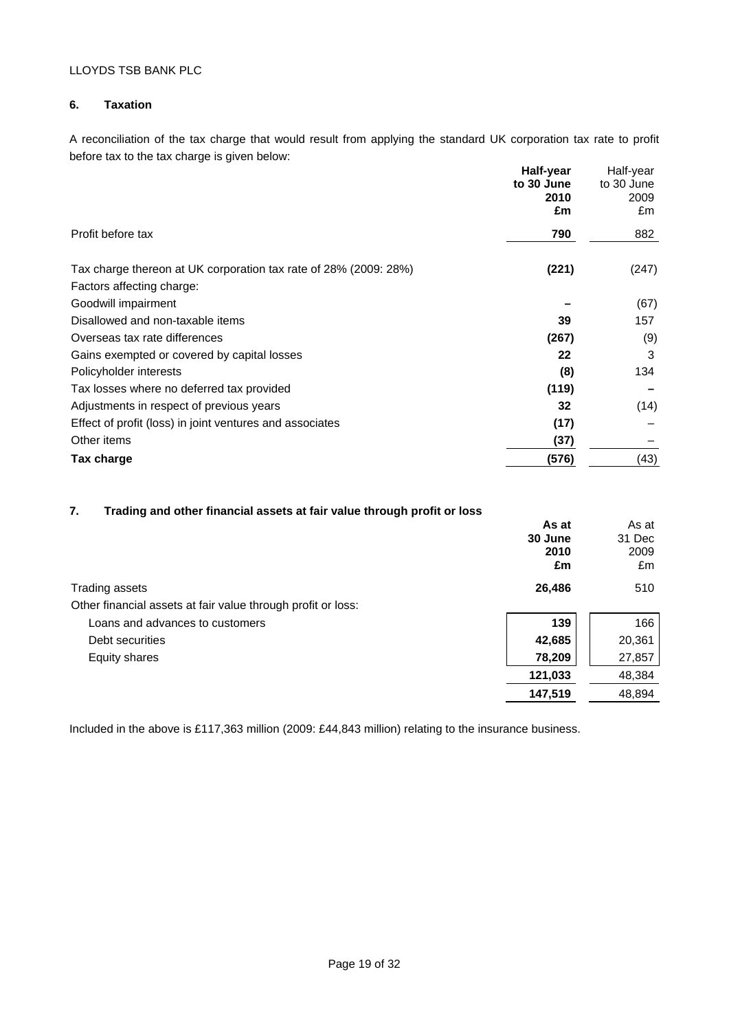LLOYDS TSB BANK PLC

## 6. Taxation

A reconciliation of the tax charge that would result from applying the standard UK corporation tax rate to profit before tax to the tax charge is given below:

| | **Half-year to 30 June 2010 £m** | Half-year to 30 June 2009 £m |
|---|---|---|
| Profit before tax | **790** | 882 |
| Tax charge thereon at UK corporation tax rate of 28% (2009: 28%) | **(221)** | (247) |
| Factors affecting charge: | | |
| Goodwill impairment | **–** | (67) |
| Disallowed and non-taxable items | **39** | 157 |
| Overseas tax rate differences | **(267)** | (9) |
| Gains exempted or covered by capital losses | **22** | 3 |
| Policyholder interests | **(8)** | 134 |
| Tax losses where no deferred tax provided | **(119)** | **–** |
| Adjustments in respect of previous years | **32** | (14) |
| Effect of profit (loss) in joint ventures and associates | **(17)** | – |
| Other items | **(37)** | – |
| **Tax charge** | **(576)** | (43) |

## 7. Trading and other financial assets at fair value through profit or loss

| | **As at 30 June 2010 £m** | As at 31 Dec 2009 £m |
|---|---|---|
| Trading assets | **26,486** | 510 |
| Other financial assets at fair value through profit or loss: | | |
| Loans and advances to customers | **139** | 166 |
| Debt securities | **42,685** | 20,361 |
| Equity shares | **78,209** | 27,857 |
| | **121,033** | 48,384 |
| | **147,519** | 48,894 |

Included in the above is £117,363 million (2009: £44,843 million) relating to the insurance business.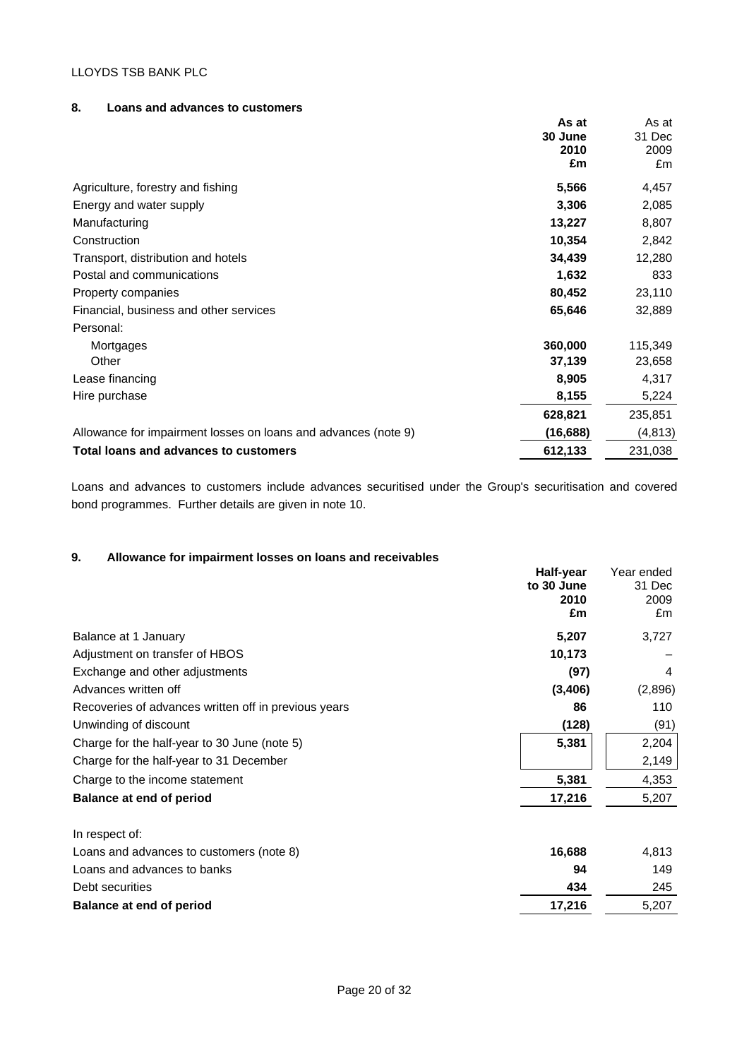## 8. Loans and advances to customers

| | As at 30 June 2010 £m | As at 31 Dec 2009 £m |
|---|---|---|
| Agriculture, forestry and fishing | **5,566** | 4,457 |
| Energy and water supply | **3,306** | 2,085 |
| Manufacturing | **13,227** | 8,807 |
| Construction | **10,354** | 2,842 |
| Transport, distribution and hotels | **34,439** | 12,280 |
| Postal and communications | **1,632** | 833 |
| Property companies | **80,452** | 23,110 |
| Financial, business and other services | **65,646** | 32,889 |
| Personal: | | |
| Mortgages | **360,000** | 115,349 |
| Other | **37,139** | 23,658 |
| Lease financing | **8,905** | 4,317 |
| Hire purchase | **8,155** | 5,224 |
| | **628,821** | 235,851 |
| Allowance for impairment losses on loans and advances (note 9) | **(16,688)** | (4,813) |
| **Total loans and advances to customers** | **612,133** | 231,038 |

Loans and advances to customers include advances securitised under the Group's securitisation and covered bond programmes. Further details are given in note 10.

## 9. Allowance for impairment losses on loans and receivables

| | Half-year to 30 June 2010 £m | Year ended 31 Dec 2009 £m |
|---|---|---|
| Balance at 1 January | **5,207** | 3,727 |
| Adjustment on transfer of HBOS | **10,173** | – |
| Exchange and other adjustments | **(97)** | 4 |
| Advances written off | **(3,406)** | (2,896) |
| Recoveries of advances written off in previous years | **86** | 110 |
| Unwinding of discount | **(128)** | (91) |
| Charge for the half-year to 30 June (note 5) | **5,381** | 2,204 |
| Charge for the half-year to 31 December | | 2,149 |
| Charge to the income statement | **5,381** | 4,353 |
| **Balance at end of period** | **17,216** | 5,207 |
| | | |
| In respect of: | | |
| Loans and advances to customers (note 8) | **16,688** | 4,813 |
| Loans and advances to banks | **94** | 149 |
| Debt securities | **434** | 245 |
| **Balance at end of period** | **17,216** | 5,207 |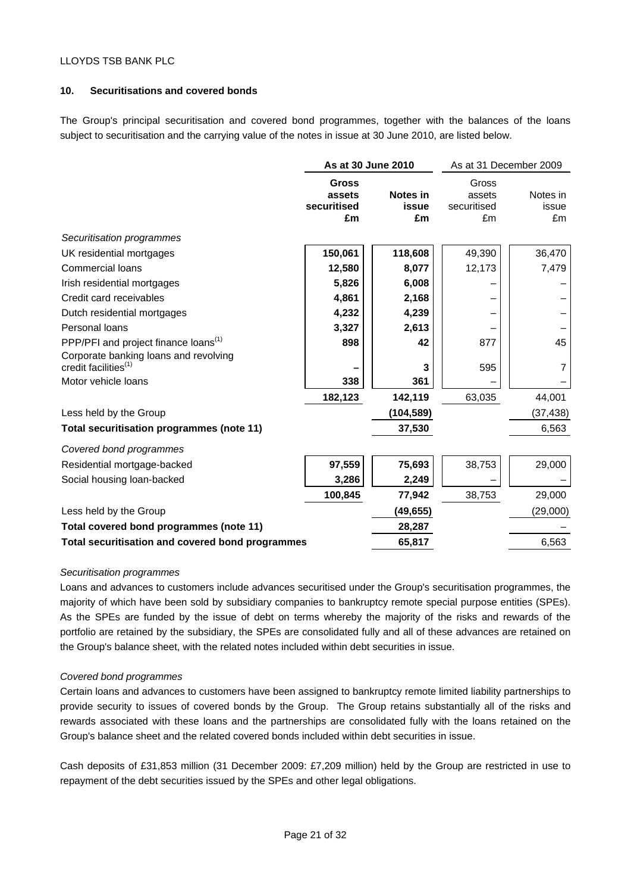## 10. Securitisations and covered bonds

The Group's principal securitisation and covered bond programmes, together with the balances of the loans subject to securitisation and the carrying value of the notes in issue at 30 June 2010, are listed below.

| | **As at 30 June 2010** | | As at 31 December 2009 | |
|---|---|---|---|---|
| | **Gross assets securitised £m** | **Notes in issue £m** | Gross assets securitised £m | Notes in issue £m |
| *Securitisation programmes* | | | | |
| UK residential mortgages | **150,061** | **118,608** | 49,390 | 36,470 |
| Commercial loans | **12,580** | **8,077** | 12,173 | 7,479 |
| Irish residential mortgages | **5,826** | **6,008** | – | – |
| Credit card receivables | **4,861** | **2,168** | – | – |
| Dutch residential mortgages | **4,232** | **4,239** | – | – |
| Personal loans | **3,327** | **2,613** | – | – |
| PPP/PFI and project finance loans[(1)] | **898** | **42** | 877 | 45 |
| Corporate banking loans and revolving credit facilities[(1)] | **–** | **3** | 595 | 7 |
| Motor vehicle loans | **338** | **361** | – | – |
| | **182,123** | **142,119** | 63,035 | 44,001 |
| Less held by the Group | | **(104,589)** | | (37,438) |
| **Total securitisation programmes (note 11)** | | **37,530** | | 6,563 |
| *Covered bond programmes* | | | | |
| Residential mortgage-backed | **97,559** | **75,693** | 38,753 | 29,000 |
| Social housing loan-backed | **3,286** | **2,249** | – | – |
| | **100,845** | **77,942** | 38,753 | 29,000 |
| Less held by the Group | | **(49,655)** | | (29,000) |
| **Total covered bond programmes (note 11)** | | **28,287** | | – |
| **Total securitisation and covered bond programmes** | | **65,817** | | 6,563 |

*Securitisation programmes*

Loans and advances to customers include advances securitised under the Group's securitisation programmes, the majority of which have been sold by subsidiary companies to bankruptcy remote special purpose entities (SPEs). As the SPEs are funded by the issue of debt on terms whereby the majority of the risks and rewards of the portfolio are retained by the subsidiary, the SPEs are consolidated fully and all of these advances are retained on the Group's balance sheet, with the related notes included within debt securities in issue.

*Covered bond programmes*

Certain loans and advances to customers have been assigned to bankruptcy remote limited liability partnerships to provide security to issues of covered bonds by the Group. The Group retains substantially all of the risks and rewards associated with these loans and the partnerships are consolidated fully with the loans retained on the Group's balance sheet and the related covered bonds included within debt securities in issue.

Cash deposits of £31,853 million (31 December 2009: £7,209 million) held by the Group are restricted in use to repayment of the debt securities issued by the SPEs and other legal obligations.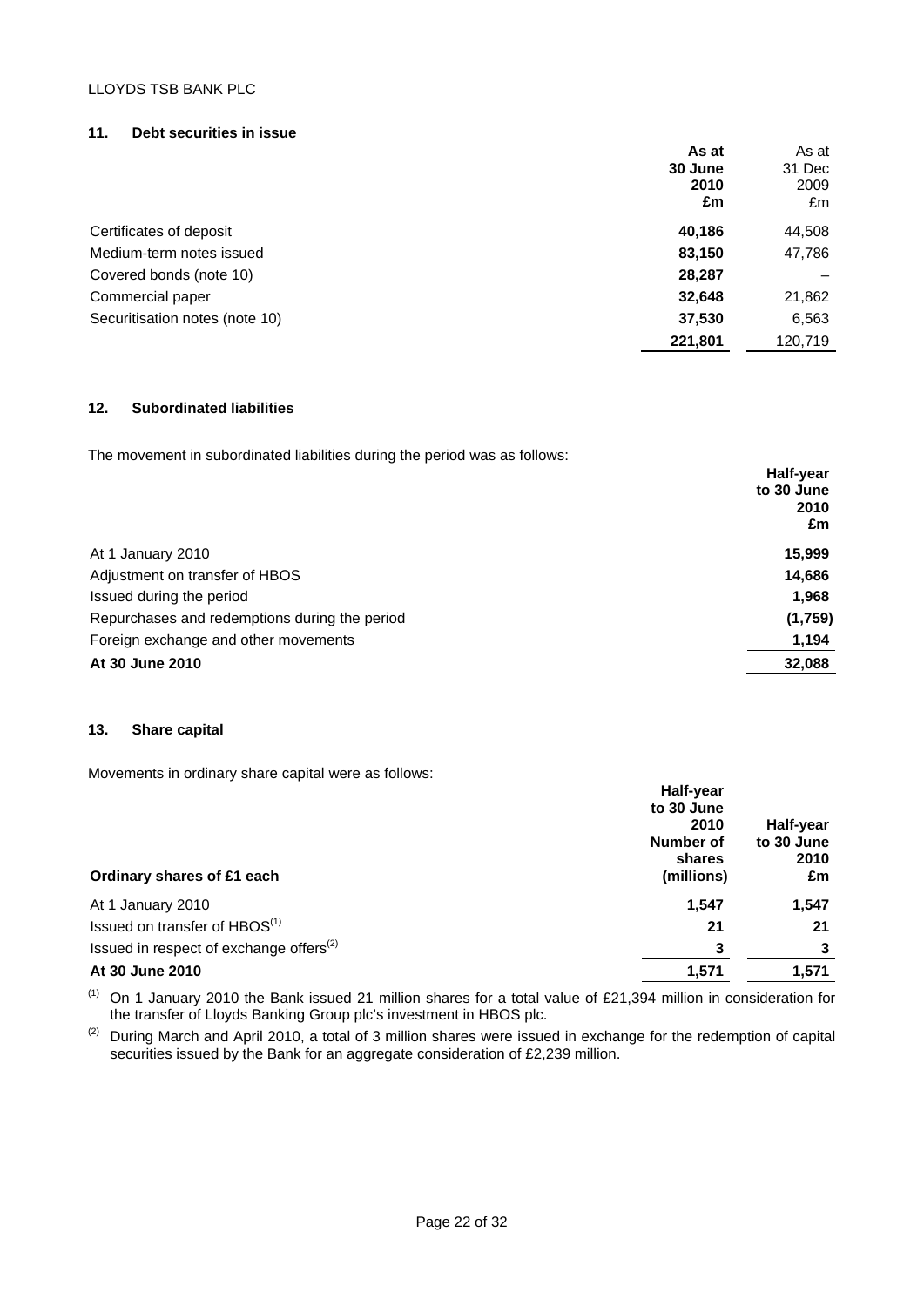LLOYDS TSB BANK PLC

## 11. Debt securities in issue

| | As at 30 June 2010 £m | As at 31 Dec 2009 £m |
|---|---|---|
| Certificates of deposit | **40,186** | 44,508 |
| Medium-term notes issued | **83,150** | 47,786 |
| Covered bonds (note 10) | **28,287** | – |
| Commercial paper | **32,648** | 21,862 |
| Securitisation notes (note 10) | **37,530** | 6,563 |
| | **221,801** | 120,719 |

## 12. Subordinated liabilities

The movement in subordinated liabilities during the period was as follows:

| | Half-year to 30 June 2010 £m |
|---|---|
| At 1 January 2010 | **15,999** |
| Adjustment on transfer of HBOS | **14,686** |
| Issued during the period | **1,968** |
| Repurchases and redemptions during the period | **(1,759)** |
| Foreign exchange and other movements | **1,194** |
| **At 30 June 2010** | **32,088** |

## 13. Share capital

Movements in ordinary share capital were as follows:

| Ordinary shares of £1 each | Half-year to 30 June 2010 Number of shares (millions) | Half-year to 30 June 2010 £m |
|---|---|---|
| At 1 January 2010 | **1,547** | **1,547** |
| Issued on transfer of HBOS[1] | **21** | **21** |
| Issued in respect of exchange offers[2] | **3** | **3** |
| **At 30 June 2010** | **1,571** | **1,571** |

[1] On 1 January 2010 the Bank issued 21 million shares for a total value of £21,394 million in consideration for the transfer of Lloyds Banking Group plc's investment in HBOS plc.

[2] During March and April 2010, a total of 3 million shares were issued in exchange for the redemption of capital securities issued by the Bank for an aggregate consideration of £2,239 million.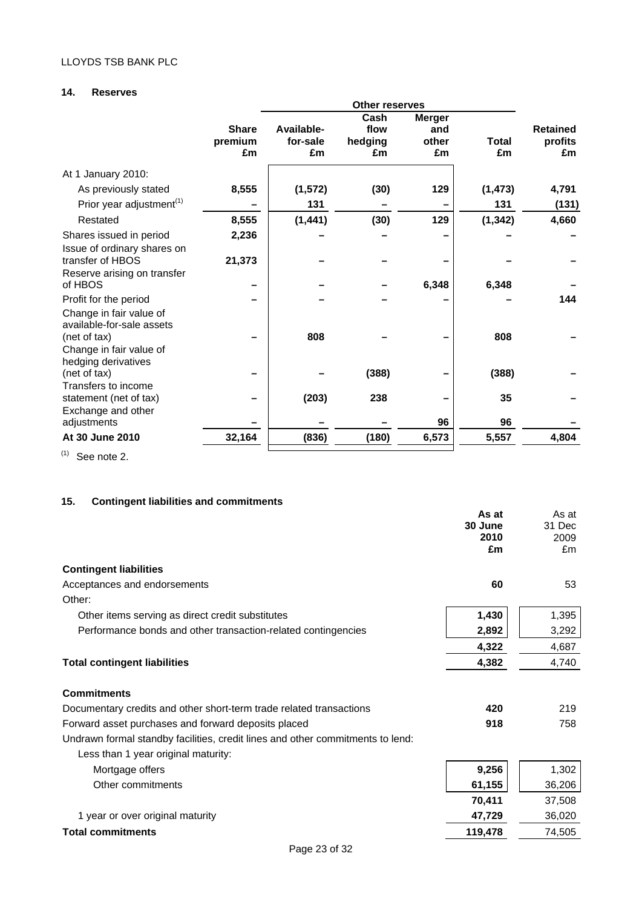## 14. Reserves

| | Share premium £m | Other reserves | | | | Retained profits £m |
|---|---|---|---|---|---|---|
| | | Available-for-sale £m | Cash flow hedging £m | Merger and other £m | Total £m | |
| At 1 January 2010: | | | | | | |
| As previously stated | **8,555** | **(1,572)** | **(30)** | **129** | **(1,473)** | **4,791** |
| Prior year adjustment[(1)] | **–** | **131** | **–** | **–** | **131** | **(131)** |
| Restated | **8,555** | **(1,441)** | **(30)** | **129** | **(1,342)** | **4,660** |
| Shares issued in period | **2,236** | **–** | **–** | **–** | **–** | **–** |
| Issue of ordinary shares on transfer of HBOS | **21,373** | **–** | **–** | **–** | **–** | **–** |
| Reserve arising on transfer of HBOS | **–** | **–** | **–** | **6,348** | **6,348** | **–** |
| Profit for the period | **–** | **–** | **–** | **–** | **–** | **144** |
| Change in fair value of available-for-sale assets (net of tax) | **–** | **808** | **–** | **–** | **808** | **–** |
| Change in fair value of hedging derivatives (net of tax) | **–** | **–** | **(388)** | **–** | **(388)** | **–** |
| Transfers to income statement (net of tax) | **–** | **(203)** | **238** | **–** | **35** | **–** |
| Exchange and other adjustments | **–** | **–** | **–** | **96** | **96** | **–** |
| **At 30 June 2010** | **32,164** | **(836)** | **(180)** | **6,573** | **5,557** | **4,804** |

(1) See note 2.

## 15. Contingent liabilities and commitments

| | As at 30 June 2010 £m | As at 31 Dec 2009 £m |
|---|---|---|
| **Contingent liabilities** | | |
| Acceptances and endorsements | **60** | 53 |
| Other: | | |
| Other items serving as direct credit substitutes | **1,430** | 1,395 |
| Performance bonds and other transaction-related contingencies | **2,892** | 3,292 |
| | **4,322** | 4,687 |
| **Total contingent liabilities** | **4,382** | 4,740 |
| | | |
| **Commitments** | | |
| Documentary credits and other short-term trade related transactions | **420** | 219 |
| Forward asset purchases and forward deposits placed | **918** | 758 |
| Undrawn formal standby facilities, credit lines and other commitments to lend: | | |
| Less than 1 year original maturity: | | |
| Mortgage offers | **9,256** | 1,302 |
| Other commitments | **61,155** | 36,206 |
| | **70,411** | 37,508 |
| 1 year or over original maturity | **47,729** | 36,020 |
| **Total commitments** | **119,478** | 74,505 |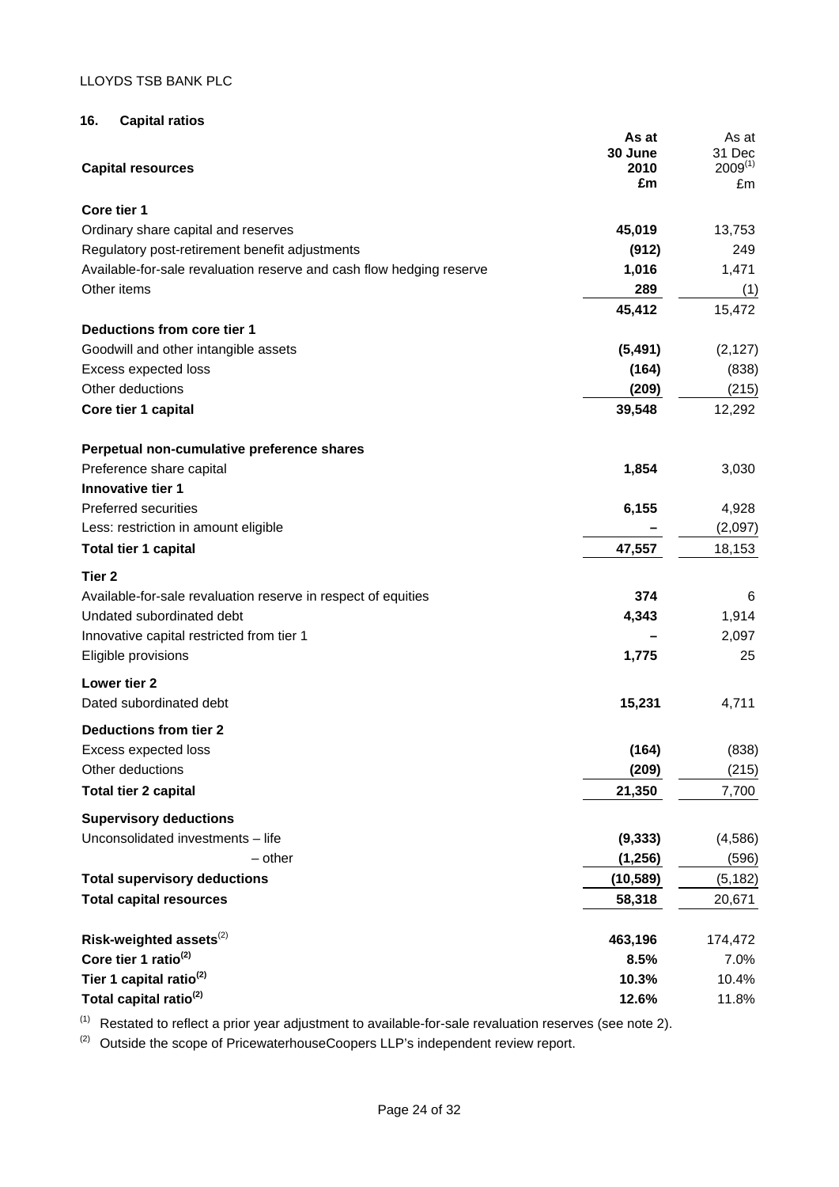LLOYDS TSB BANK PLC

## 16. Capital ratios

| Capital resources | As at 30 June 2010 £m | As at 31 Dec 2009[(1)] £m |
|---|---|---|
| **Core tier 1** | | |
| Ordinary share capital and reserves | **45,019** | 13,753 |
| Regulatory post-retirement benefit adjustments | **(912)** | 249 |
| Available-for-sale revaluation reserve and cash flow hedging reserve | **1,016** | 1,471 |
| Other items | **289** | (1) |
| | **45,412** | 15,472 |
| **Deductions from core tier 1** | | |
| Goodwill and other intangible assets | **(5,491)** | (2,127) |
| Excess expected loss | **(164)** | (838) |
| Other deductions | **(209)** | (215) |
| **Core tier 1 capital** | **39,548** | 12,292 |
| **Perpetual non-cumulative preference shares** | | |
| Preference share capital | **1,854** | 3,030 |
| **Innovative tier 1** | | |
| Preferred securities | **6,155** | 4,928 |
| Less: restriction in amount eligible | **–** | (2,097) |
| **Total tier 1 capital** | **47,557** | 18,153 |
| **Tier 2** | | |
| Available-for-sale revaluation reserve in respect of equities | **374** | 6 |
| Undated subordinated debt | **4,343** | 1,914 |
| Innovative capital restricted from tier 1 | **–** | 2,097 |
| Eligible provisions | **1,775** | 25 |
| **Lower tier 2** | | |
| Dated subordinated debt | **15,231** | 4,711 |
| **Deductions from tier 2** | | |
| Excess expected loss | **(164)** | (838) |
| Other deductions | **(209)** | (215) |
| **Total tier 2 capital** | **21,350** | 7,700 |
| **Supervisory deductions** | | |
| Unconsolidated investments – life | **(9,333)** | (4,586) |
| – other | **(1,256)** | (596) |
| **Total supervisory deductions** | **(10,589)** | (5,182) |
| **Total capital resources** | **58,318** | 20,671 |
| **Risk-weighted assets**[(2)] | **463,196** | 174,472 |
| **Core tier 1 ratio**[(2)] | **8.5%** | 7.0% |
| **Tier 1 capital ratio**[(2)] | **10.3%** | 10.4% |
| **Total capital ratio**[(2)] | **12.6%** | 11.8% |

(1) Restated to reflect a prior year adjustment to available-for-sale revaluation reserves (see note 2).

(2) Outside the scope of PricewaterhouseCoopers LLP's independent review report.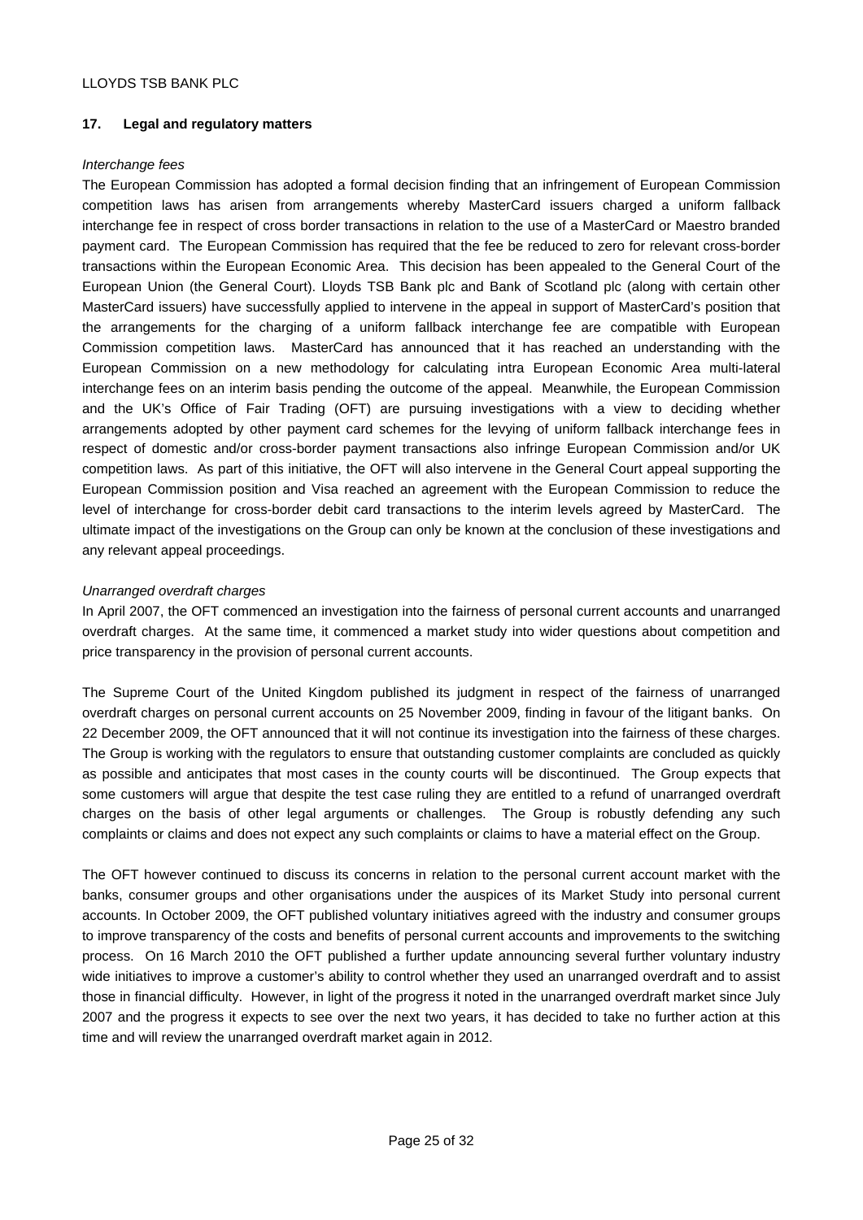## 17. Legal and regulatory matters

*Interchange fees*

The European Commission has adopted a formal decision finding that an infringement of European Commission competition laws has arisen from arrangements whereby MasterCard issuers charged a uniform fallback interchange fee in respect of cross border transactions in relation to the use of a MasterCard or Maestro branded payment card. The European Commission has required that the fee be reduced to zero for relevant cross-border transactions within the European Economic Area. This decision has been appealed to the General Court of the European Union (the General Court). Lloyds TSB Bank plc and Bank of Scotland plc (along with certain other MasterCard issuers) have successfully applied to intervene in the appeal in support of MasterCard's position that the arrangements for the charging of a uniform fallback interchange fee are compatible with European Commission competition laws. MasterCard has announced that it has reached an understanding with the European Commission on a new methodology for calculating intra European Economic Area multi-lateral interchange fees on an interim basis pending the outcome of the appeal. Meanwhile, the European Commission and the UK's Office of Fair Trading (OFT) are pursuing investigations with a view to deciding whether arrangements adopted by other payment card schemes for the levying of uniform fallback interchange fees in respect of domestic and/or cross-border payment transactions also infringe European Commission and/or UK competition laws. As part of this initiative, the OFT will also intervene in the General Court appeal supporting the European Commission position and Visa reached an agreement with the European Commission to reduce the level of interchange for cross-border debit card transactions to the interim levels agreed by MasterCard. The ultimate impact of the investigations on the Group can only be known at the conclusion of these investigations and any relevant appeal proceedings.

*Unarranged overdraft charges*

In April 2007, the OFT commenced an investigation into the fairness of personal current accounts and unarranged overdraft charges. At the same time, it commenced a market study into wider questions about competition and price transparency in the provision of personal current accounts.

The Supreme Court of the United Kingdom published its judgment in respect of the fairness of unarranged overdraft charges on personal current accounts on 25 November 2009, finding in favour of the litigant banks. On 22 December 2009, the OFT announced that it will not continue its investigation into the fairness of these charges. The Group is working with the regulators to ensure that outstanding customer complaints are concluded as quickly as possible and anticipates that most cases in the county courts will be discontinued. The Group expects that some customers will argue that despite the test case ruling they are entitled to a refund of unarranged overdraft charges on the basis of other legal arguments or challenges. The Group is robustly defending any such complaints or claims and does not expect any such complaints or claims to have a material effect on the Group.

The OFT however continued to discuss its concerns in relation to the personal current account market with the banks, consumer groups and other organisations under the auspices of its Market Study into personal current accounts. In October 2009, the OFT published voluntary initiatives agreed with the industry and consumer groups to improve transparency of the costs and benefits of personal current accounts and improvements to the switching process. On 16 March 2010 the OFT published a further update announcing several further voluntary industry wide initiatives to improve a customer's ability to control whether they used an unarranged overdraft and to assist those in financial difficulty. However, in light of the progress it noted in the unarranged overdraft market since July 2007 and the progress it expects to see over the next two years, it has decided to take no further action at this time and will review the unarranged overdraft market again in 2012.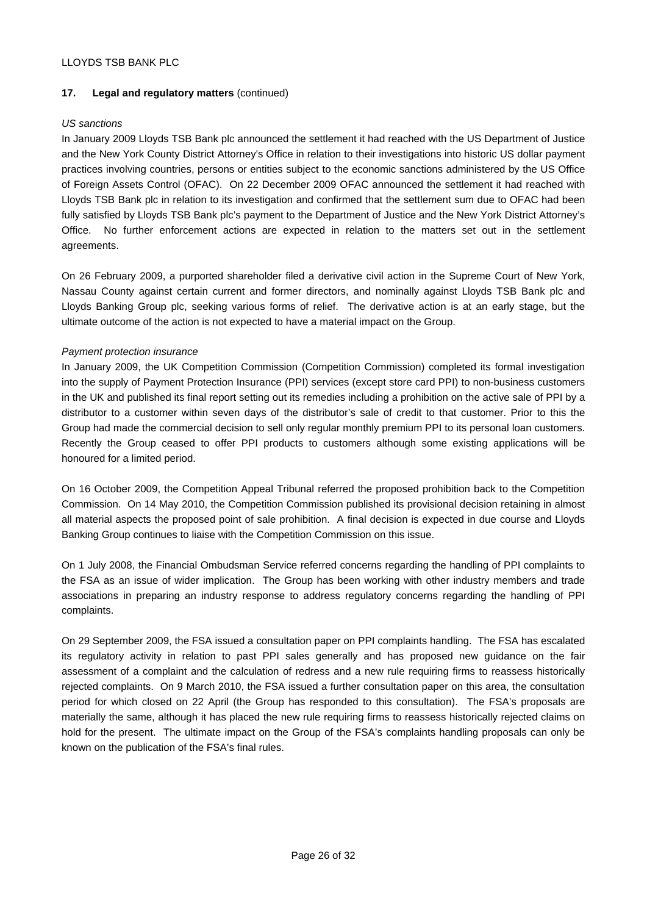### 17. Legal and regulatory matters (continued)

*US sanctions*

In January 2009 Lloyds TSB Bank plc announced the settlement it had reached with the US Department of Justice and the New York County District Attorney's Office in relation to their investigations into historic US dollar payment practices involving countries, persons or entities subject to the economic sanctions administered by the US Office of Foreign Assets Control (OFAC). On 22 December 2009 OFAC announced the settlement it had reached with Lloyds TSB Bank plc in relation to its investigation and confirmed that the settlement sum due to OFAC had been fully satisfied by Lloyds TSB Bank plc's payment to the Department of Justice and the New York District Attorney's Office. No further enforcement actions are expected in relation to the matters set out in the settlement agreements.

On 26 February 2009, a purported shareholder filed a derivative civil action in the Supreme Court of New York, Nassau County against certain current and former directors, and nominally against Lloyds TSB Bank plc and Lloyds Banking Group plc, seeking various forms of relief. The derivative action is at an early stage, but the ultimate outcome of the action is not expected to have a material impact on the Group.

*Payment protection insurance*

In January 2009, the UK Competition Commission (Competition Commission) completed its formal investigation into the supply of Payment Protection Insurance (PPI) services (except store card PPI) to non-business customers in the UK and published its final report setting out its remedies including a prohibition on the active sale of PPI by a distributor to a customer within seven days of the distributor's sale of credit to that customer. Prior to this the Group had made the commercial decision to sell only regular monthly premium PPI to its personal loan customers. Recently the Group ceased to offer PPI products to customers although some existing applications will be honoured for a limited period.

On 16 October 2009, the Competition Appeal Tribunal referred the proposed prohibition back to the Competition Commission. On 14 May 2010, the Competition Commission published its provisional decision retaining in almost all material aspects the proposed point of sale prohibition. A final decision is expected in due course and Lloyds Banking Group continues to liaise with the Competition Commission on this issue.

On 1 July 2008, the Financial Ombudsman Service referred concerns regarding the handling of PPI complaints to the FSA as an issue of wider implication. The Group has been working with other industry members and trade associations in preparing an industry response to address regulatory concerns regarding the handling of PPI complaints.

On 29 September 2009, the FSA issued a consultation paper on PPI complaints handling. The FSA has escalated its regulatory activity in relation to past PPI sales generally and has proposed new guidance on the fair assessment of a complaint and the calculation of redress and a new rule requiring firms to reassess historically rejected complaints. On 9 March 2010, the FSA issued a further consultation paper on this area, the consultation period for which closed on 22 April (the Group has responded to this consultation). The FSA's proposals are materially the same, although it has placed the new rule requiring firms to reassess historically rejected claims on hold for the present. The ultimate impact on the Group of the FSA's complaints handling proposals can only be known on the publication of the FSA's final rules.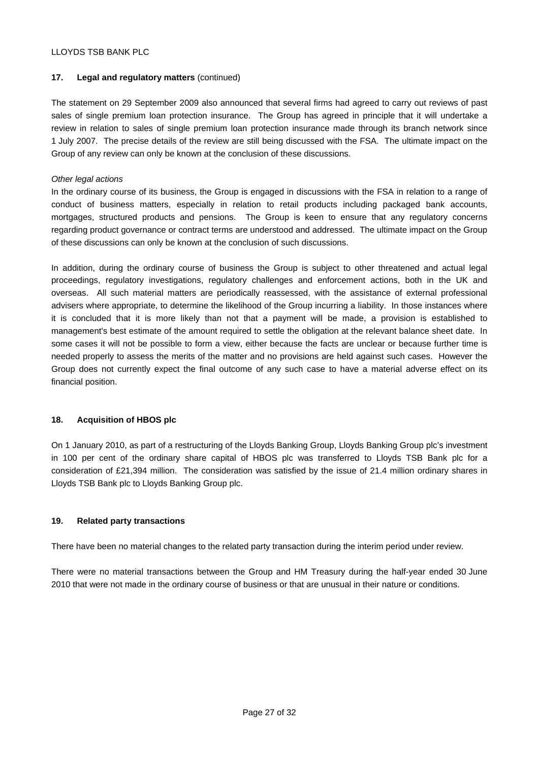## 17. Legal and regulatory matters (continued)

The statement on 29 September 2009 also announced that several firms had agreed to carry out reviews of past sales of single premium loan protection insurance. The Group has agreed in principle that it will undertake a review in relation to sales of single premium loan protection insurance made through its branch network since 1 July 2007. The precise details of the review are still being discussed with the FSA. The ultimate impact on the Group of any review can only be known at the conclusion of these discussions.

*Other legal actions*

In the ordinary course of its business, the Group is engaged in discussions with the FSA in relation to a range of conduct of business matters, especially in relation to retail products including packaged bank accounts, mortgages, structured products and pensions. The Group is keen to ensure that any regulatory concerns regarding product governance or contract terms are understood and addressed. The ultimate impact on the Group of these discussions can only be known at the conclusion of such discussions.

In addition, during the ordinary course of business the Group is subject to other threatened and actual legal proceedings, regulatory investigations, regulatory challenges and enforcement actions, both in the UK and overseas. All such material matters are periodically reassessed, with the assistance of external professional advisers where appropriate, to determine the likelihood of the Group incurring a liability. In those instances where it is concluded that it is more likely than not that a payment will be made, a provision is established to management's best estimate of the amount required to settle the obligation at the relevant balance sheet date. In some cases it will not be possible to form a view, either because the facts are unclear or because further time is needed properly to assess the merits of the matter and no provisions are held against such cases. However the Group does not currently expect the final outcome of any such case to have a material adverse effect on its financial position.

## 18. Acquisition of HBOS plc

On 1 January 2010, as part of a restructuring of the Lloyds Banking Group, Lloyds Banking Group plc's investment in 100 per cent of the ordinary share capital of HBOS plc was transferred to Lloyds TSB Bank plc for a consideration of £21,394 million. The consideration was satisfied by the issue of 21.4 million ordinary shares in Lloyds TSB Bank plc to Lloyds Banking Group plc.

## 19. Related party transactions

There have been no material changes to the related party transaction during the interim period under review.

There were no material transactions between the Group and HM Treasury during the half-year ended 30 June 2010 that were not made in the ordinary course of business or that are unusual in their nature or conditions.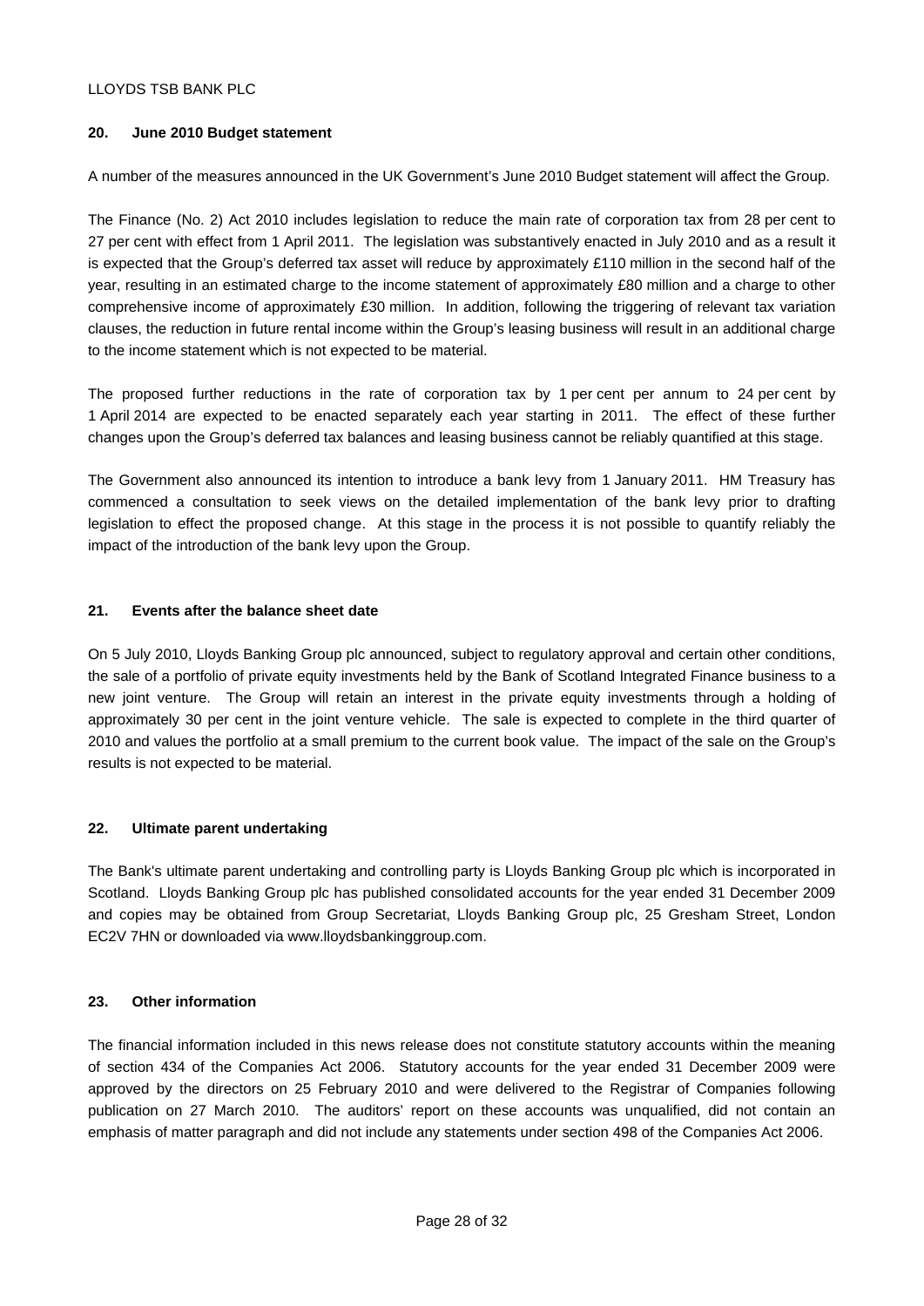## 20. June 2010 Budget statement

A number of the measures announced in the UK Government's June 2010 Budget statement will affect the Group.

The Finance (No. 2) Act 2010 includes legislation to reduce the main rate of corporation tax from 28 per cent to 27 per cent with effect from 1 April 2011. The legislation was substantively enacted in July 2010 and as a result it is expected that the Group's deferred tax asset will reduce by approximately £110 million in the second half of the year, resulting in an estimated charge to the income statement of approximately £80 million and a charge to other comprehensive income of approximately £30 million. In addition, following the triggering of relevant tax variation clauses, the reduction in future rental income within the Group's leasing business will result in an additional charge to the income statement which is not expected to be material.

The proposed further reductions in the rate of corporation tax by 1 per cent per annum to 24 per cent by 1 April 2014 are expected to be enacted separately each year starting in 2011. The effect of these further changes upon the Group's deferred tax balances and leasing business cannot be reliably quantified at this stage.

The Government also announced its intention to introduce a bank levy from 1 January 2011. HM Treasury has commenced a consultation to seek views on the detailed implementation of the bank levy prior to drafting legislation to effect the proposed change. At this stage in the process it is not possible to quantify reliably the impact of the introduction of the bank levy upon the Group.

## 21. Events after the balance sheet date

On 5 July 2010, Lloyds Banking Group plc announced, subject to regulatory approval and certain other conditions, the sale of a portfolio of private equity investments held by the Bank of Scotland Integrated Finance business to a new joint venture. The Group will retain an interest in the private equity investments through a holding of approximately 30 per cent in the joint venture vehicle. The sale is expected to complete in the third quarter of 2010 and values the portfolio at a small premium to the current book value. The impact of the sale on the Group's results is not expected to be material.

## 22. Ultimate parent undertaking

The Bank's ultimate parent undertaking and controlling party is Lloyds Banking Group plc which is incorporated in Scotland. Lloyds Banking Group plc has published consolidated accounts for the year ended 31 December 2009 and copies may be obtained from Group Secretariat, Lloyds Banking Group plc, 25 Gresham Street, London EC2V 7HN or downloaded via www.lloydsbankinggroup.com.

## 23. Other information

The financial information included in this news release does not constitute statutory accounts within the meaning of section 434 of the Companies Act 2006. Statutory accounts for the year ended 31 December 2009 were approved by the directors on 25 February 2010 and were delivered to the Registrar of Companies following publication on 27 March 2010. The auditors' report on these accounts was unqualified, did not contain an emphasis of matter paragraph and did not include any statements under section 498 of the Companies Act 2006.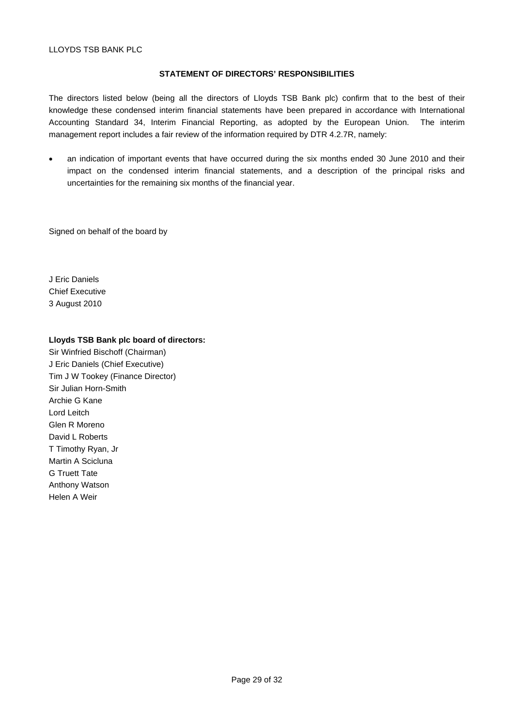## STATEMENT OF DIRECTORS' RESPONSIBILITIES

The directors listed below (being all the directors of Lloyds TSB Bank plc) confirm that to the best of their knowledge these condensed interim financial statements have been prepared in accordance with International Accounting Standard 34, Interim Financial Reporting, as adopted by the European Union. The interim management report includes a fair review of the information required by DTR 4.2.7R, namely:

- an indication of important events that have occurred during the six months ended 30 June 2010 and their impact on the condensed interim financial statements, and a description of the principal risks and uncertainties for the remaining six months of the financial year.

Signed on behalf of the board by

J Eric Daniels
Chief Executive
3 August 2010

**Lloyds TSB Bank plc board of directors:**

Sir Winfried Bischoff (Chairman)
J Eric Daniels (Chief Executive)
Tim J W Tookey (Finance Director)
Sir Julian Horn-Smith
Archie G Kane
Lord Leitch
Glen R Moreno
David L Roberts
T Timothy Ryan, Jr
Martin A Scicluna
G Truett Tate
Anthony Watson
Helen A Weir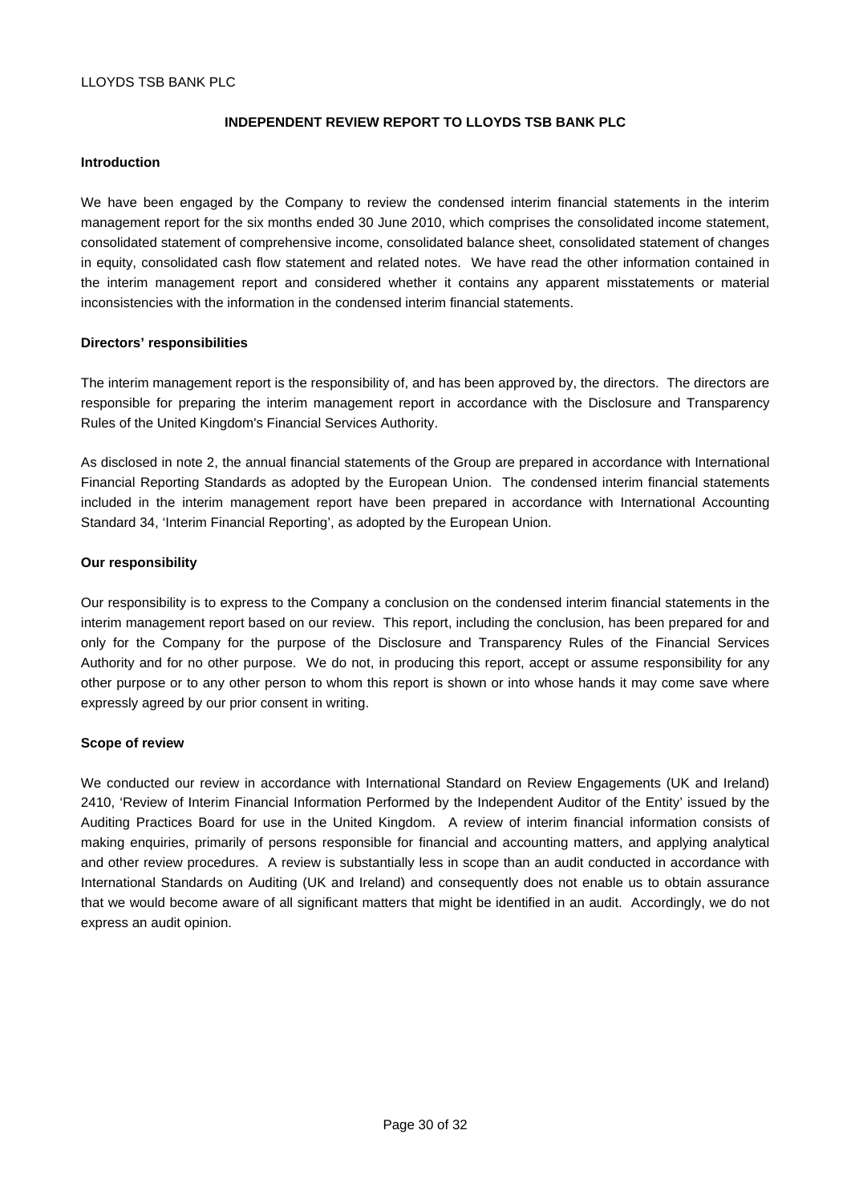LLOYDS TSB BANK PLC

# INDEPENDENT REVIEW REPORT TO LLOYDS TSB BANK PLC

## Introduction

We have been engaged by the Company to review the condensed interim financial statements in the interim management report for the six months ended 30 June 2010, which comprises the consolidated income statement, consolidated statement of comprehensive income, consolidated balance sheet, consolidated statement of changes in equity, consolidated cash flow statement and related notes. We have read the other information contained in the interim management report and considered whether it contains any apparent misstatements or material inconsistencies with the information in the condensed interim financial statements.

## Directors' responsibilities

The interim management report is the responsibility of, and has been approved by, the directors. The directors are responsible for preparing the interim management report in accordance with the Disclosure and Transparency Rules of the United Kingdom's Financial Services Authority.

As disclosed in note 2, the annual financial statements of the Group are prepared in accordance with International Financial Reporting Standards as adopted by the European Union. The condensed interim financial statements included in the interim management report have been prepared in accordance with International Accounting Standard 34, 'Interim Financial Reporting', as adopted by the European Union.

## Our responsibility

Our responsibility is to express to the Company a conclusion on the condensed interim financial statements in the interim management report based on our review. This report, including the conclusion, has been prepared for and only for the Company for the purpose of the Disclosure and Transparency Rules of the Financial Services Authority and for no other purpose. We do not, in producing this report, accept or assume responsibility for any other purpose or to any other person to whom this report is shown or into whose hands it may come save where expressly agreed by our prior consent in writing.

## Scope of review

We conducted our review in accordance with International Standard on Review Engagements (UK and Ireland) 2410, 'Review of Interim Financial Information Performed by the Independent Auditor of the Entity' issued by the Auditing Practices Board for use in the United Kingdom. A review of interim financial information consists of making enquiries, primarily of persons responsible for financial and accounting matters, and applying analytical and other review procedures. A review is substantially less in scope than an audit conducted in accordance with International Standards on Auditing (UK and Ireland) and consequently does not enable us to obtain assurance that we would become aware of all significant matters that might be identified in an audit. Accordingly, we do not express an audit opinion.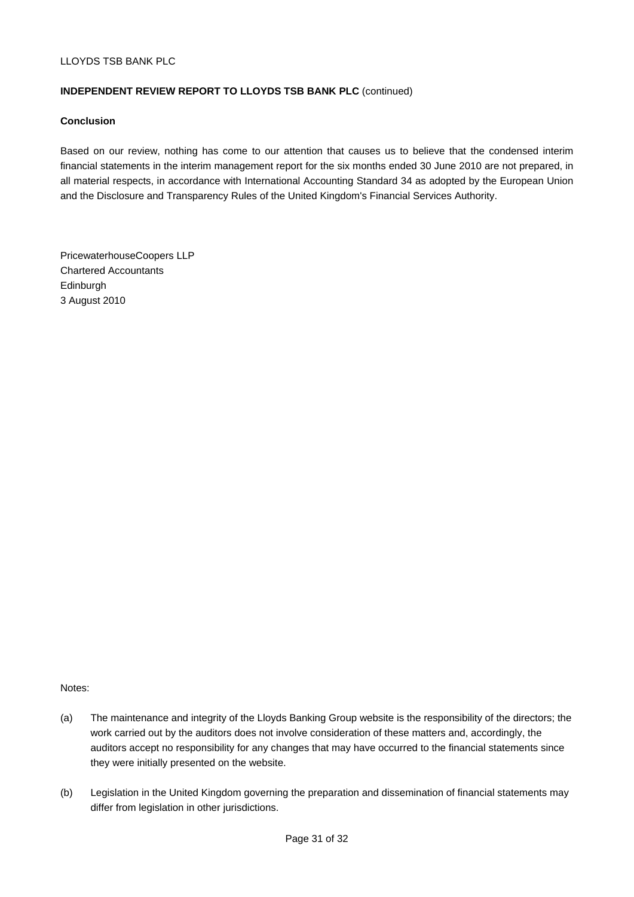**INDEPENDENT REVIEW REPORT TO LLOYDS TSB BANK PLC** (continued)

**Conclusion**

Based on our review, nothing has come to our attention that causes us to believe that the condensed interim financial statements in the interim management report for the six months ended 30 June 2010 are not prepared, in all material respects, in accordance with International Accounting Standard 34 as adopted by the European Union and the Disclosure and Transparency Rules of the United Kingdom's Financial Services Authority.

PricewaterhouseCoopers LLP
Chartered Accountants
Edinburgh
3 August 2010

Notes:

(a) The maintenance and integrity of the Lloyds Banking Group website is the responsibility of the directors; the work carried out by the auditors does not involve consideration of these matters and, accordingly, the auditors accept no responsibility for any changes that may have occurred to the financial statements since they were initially presented on the website.

(b) Legislation in the United Kingdom governing the preparation and dissemination of financial statements may differ from legislation in other jurisdictions.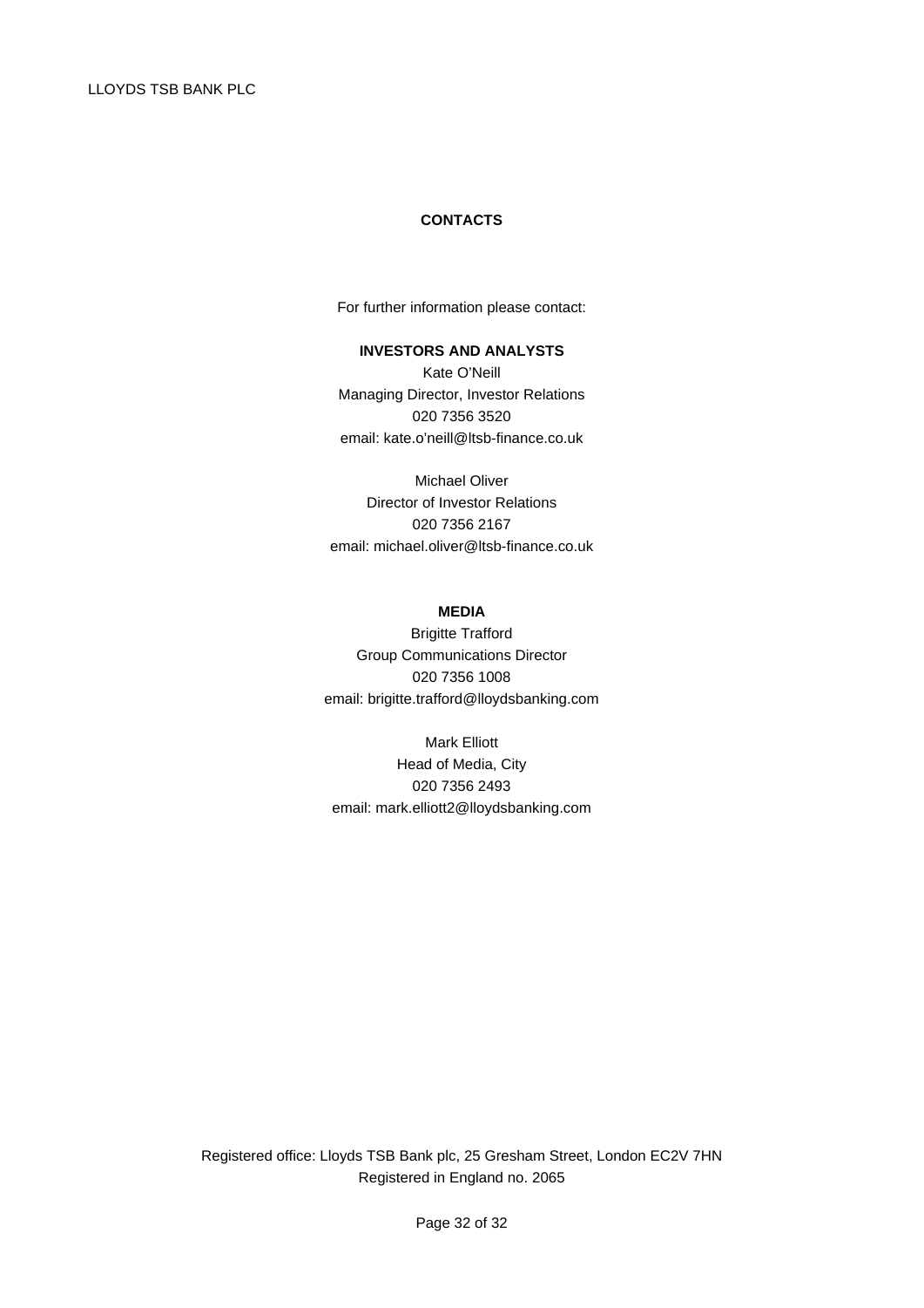## CONTACTS

For further information please contact:

**INVESTORS AND ANALYSTS**

Kate O'Neill
Managing Director, Investor Relations
020 7356 3520
email: kate.o'neill@ltsb-finance.co.uk

Michael Oliver
Director of Investor Relations
020 7356 2167
email: michael.oliver@ltsb-finance.co.uk

**MEDIA**

Brigitte Trafford
Group Communications Director
020 7356 1008
email: brigitte.trafford@lloydsbanking.com

Mark Elliott
Head of Media, City
020 7356 2493
email: mark.elliott2@lloydsbanking.com

Registered office: Lloyds TSB Bank plc, 25 Gresham Street, London EC2V 7HN
Registered in England no. 2065